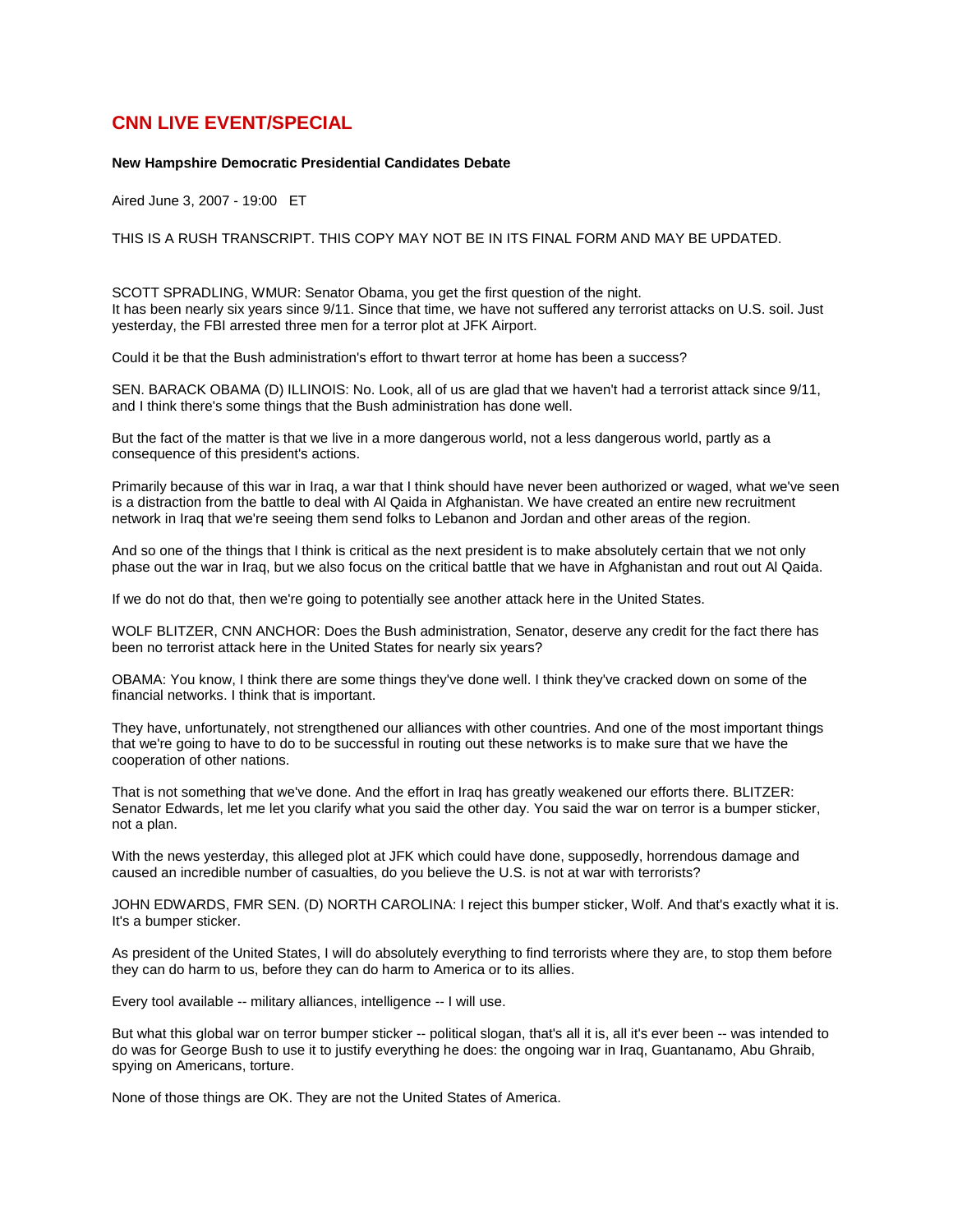# CNN LIVE EVENT/SPECIAL

**New Hampshire Democratic Presidential Candidates Debate**

Aired June 3, 2007 - 19:00 ET

THIS IS A RUSH TRANSCRIPT. THIS COPY MAY NOT BE IN ITS FINAL FORM AND MAY BE UPDATED.

SCOTT SPRADLING, WMUR: Senator Obama, you get the first question of the night.
It has been nearly six years since 9/11. Since that time, we have not suffered any terrorist attacks on U.S. soil. Just yesterday, the FBI arrested three men for a terror plot at JFK Airport.

Could it be that the Bush administration's effort to thwart terror at home has been a success?

SEN. BARACK OBAMA (D) ILLINOIS: No. Look, all of us are glad that we haven't had a terrorist attack since 9/11, and I think there's some things that the Bush administration has done well.

But the fact of the matter is that we live in a more dangerous world, not a less dangerous world, partly as a consequence of this president's actions.

Primarily because of this war in Iraq, a war that I think should have never been authorized or waged, what we've seen is a distraction from the battle to deal with Al Qaida in Afghanistan. We have created an entire new recruitment network in Iraq that we're seeing them send folks to Lebanon and Jordan and other areas of the region.

And so one of the things that I think is critical as the next president is to make absolutely certain that we not only phase out the war in Iraq, but we also focus on the critical battle that we have in Afghanistan and rout out Al Qaida.

If we do not do that, then we're going to potentially see another attack here in the United States.

WOLF BLITZER, CNN ANCHOR: Does the Bush administration, Senator, deserve any credit for the fact there has been no terrorist attack here in the United States for nearly six years?

OBAMA: You know, I think there are some things they've done well. I think they've cracked down on some of the financial networks. I think that is important.

They have, unfortunately, not strengthened our alliances with other countries. And one of the most important things that we're going to have to do to be successful in routing out these networks is to make sure that we have the cooperation of other nations.

That is not something that we've done. And the effort in Iraq has greatly weakened our efforts there. BLITZER: Senator Edwards, let me let you clarify what you said the other day. You said the war on terror is a bumper sticker, not a plan.

With the news yesterday, this alleged plot at JFK which could have done, supposedly, horrendous damage and caused an incredible number of casualties, do you believe the U.S. is not at war with terrorists?

JOHN EDWARDS, FMR SEN. (D) NORTH CAROLINA: I reject this bumper sticker, Wolf. And that's exactly what it is. It's a bumper sticker.

As president of the United States, I will do absolutely everything to find terrorists where they are, to stop them before they can do harm to us, before they can do harm to America or to its allies.

Every tool available -- military alliances, intelligence -- I will use.

But what this global war on terror bumper sticker -- political slogan, that's all it is, all it's ever been -- was intended to do was for George Bush to use it to justify everything he does: the ongoing war in Iraq, Guantanamo, Abu Ghraib, spying on Americans, torture.

None of those things are OK. They are not the United States of America.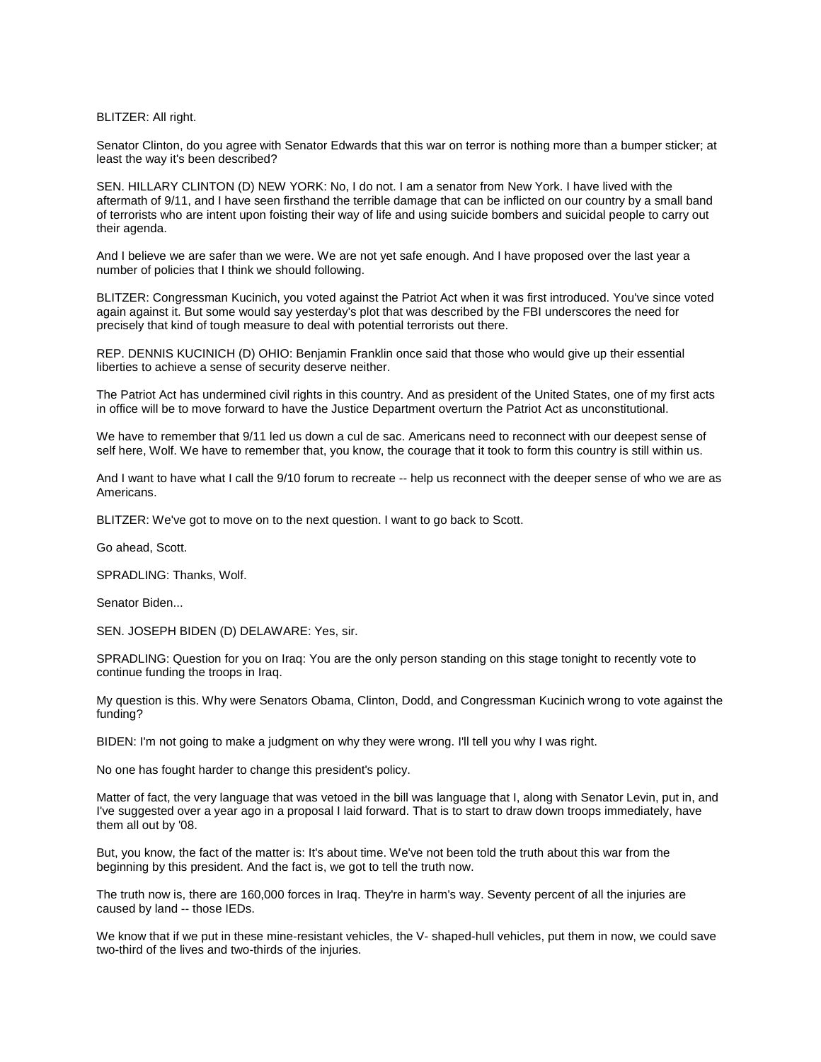BLITZER: All right.

Senator Clinton, do you agree with Senator Edwards that this war on terror is nothing more than a bumper sticker; at least the way it's been described?

SEN. HILLARY CLINTON (D) NEW YORK: No, I do not. I am a senator from New York. I have lived with the aftermath of 9/11, and I have seen firsthand the terrible damage that can be inflicted on our country by a small band of terrorists who are intent upon foisting their way of life and using suicide bombers and suicidal people to carry out their agenda.

And I believe we are safer than we were. We are not yet safe enough. And I have proposed over the last year a number of policies that I think we should following.

BLITZER: Congressman Kucinich, you voted against the Patriot Act when it was first introduced. You've since voted again against it. But some would say yesterday's plot that was described by the FBI underscores the need for precisely that kind of tough measure to deal with potential terrorists out there.

REP. DENNIS KUCINICH (D) OHIO: Benjamin Franklin once said that those who would give up their essential liberties to achieve a sense of security deserve neither.

The Patriot Act has undermined civil rights in this country. And as president of the United States, one of my first acts in office will be to move forward to have the Justice Department overturn the Patriot Act as unconstitutional.

We have to remember that 9/11 led us down a cul de sac. Americans need to reconnect with our deepest sense of self here, Wolf. We have to remember that, you know, the courage that it took to form this country is still within us.

And I want to have what I call the 9/10 forum to recreate -- help us reconnect with the deeper sense of who we are as Americans.

BLITZER: We've got to move on to the next question. I want to go back to Scott.

Go ahead, Scott.

SPRADLING: Thanks, Wolf.

Senator Biden...

SEN. JOSEPH BIDEN (D) DELAWARE: Yes, sir.

SPRADLING: Question for you on Iraq: You are the only person standing on this stage tonight to recently vote to continue funding the troops in Iraq.

My question is this. Why were Senators Obama, Clinton, Dodd, and Congressman Kucinich wrong to vote against the funding?

BIDEN: I'm not going to make a judgment on why they were wrong. I'll tell you why I was right.

No one has fought harder to change this president's policy.

Matter of fact, the very language that was vetoed in the bill was language that I, along with Senator Levin, put in, and I've suggested over a year ago in a proposal I laid forward. That is to start to draw down troops immediately, have them all out by '08.

But, you know, the fact of the matter is: It's about time. We've not been told the truth about this war from the beginning by this president. And the fact is, we got to tell the truth now.

The truth now is, there are 160,000 forces in Iraq. They're in harm's way. Seventy percent of all the injuries are caused by land -- those IEDs.

We know that if we put in these mine-resistant vehicles, the V- shaped-hull vehicles, put them in now, we could save two-third of the lives and two-thirds of the injuries.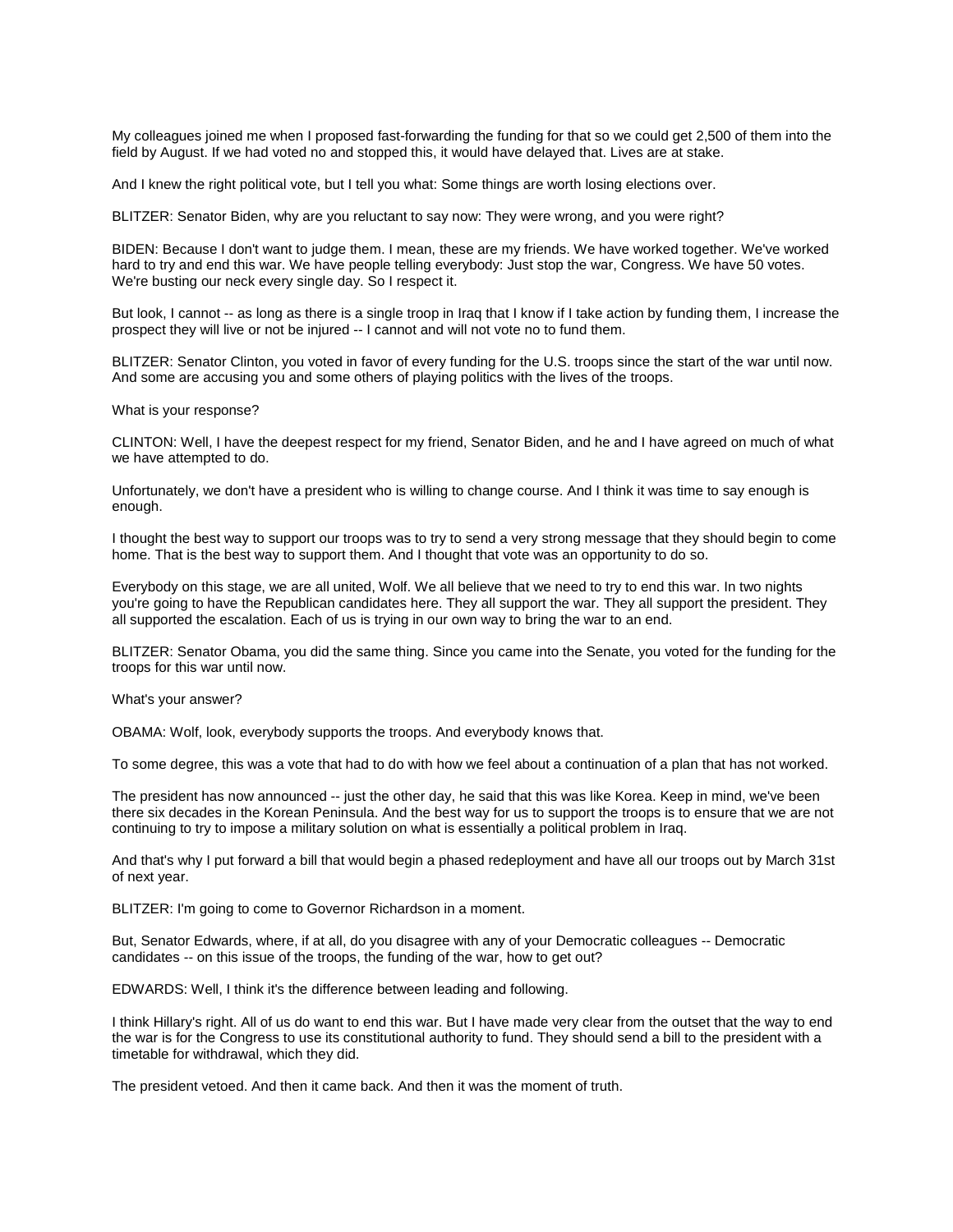My colleagues joined me when I proposed fast-forwarding the funding for that so we could get 2,500 of them into the field by August. If we had voted no and stopped this, it would have delayed that. Lives are at stake.

And I knew the right political vote, but I tell you what: Some things are worth losing elections over.

BLITZER: Senator Biden, why are you reluctant to say now: They were wrong, and you were right?

BIDEN: Because I don't want to judge them. I mean, these are my friends. We have worked together. We've worked hard to try and end this war. We have people telling everybody: Just stop the war, Congress. We have 50 votes. We're busting our neck every single day. So I respect it.

But look, I cannot -- as long as there is a single troop in Iraq that I know if I take action by funding them, I increase the prospect they will live or not be injured -- I cannot and will not vote no to fund them.

BLITZER: Senator Clinton, you voted in favor of every funding for the U.S. troops since the start of the war until now. And some are accusing you and some others of playing politics with the lives of the troops.

What is your response?

CLINTON: Well, I have the deepest respect for my friend, Senator Biden, and he and I have agreed on much of what we have attempted to do.

Unfortunately, we don't have a president who is willing to change course. And I think it was time to say enough is enough.

I thought the best way to support our troops was to try to send a very strong message that they should begin to come home. That is the best way to support them. And I thought that vote was an opportunity to do so.

Everybody on this stage, we are all united, Wolf. We all believe that we need to try to end this war. In two nights you're going to have the Republican candidates here. They all support the war. They all support the president. They all supported the escalation. Each of us is trying in our own way to bring the war to an end.

BLITZER: Senator Obama, you did the same thing. Since you came into the Senate, you voted for the funding for the troops for this war until now.

What's your answer?

OBAMA: Wolf, look, everybody supports the troops. And everybody knows that.

To some degree, this was a vote that had to do with how we feel about a continuation of a plan that has not worked.

The president has now announced -- just the other day, he said that this was like Korea. Keep in mind, we've been there six decades in the Korean Peninsula. And the best way for us to support the troops is to ensure that we are not continuing to try to impose a military solution on what is essentially a political problem in Iraq.

And that's why I put forward a bill that would begin a phased redeployment and have all our troops out by March 31st of next year.

BLITZER: I'm going to come to Governor Richardson in a moment.

But, Senator Edwards, where, if at all, do you disagree with any of your Democratic colleagues -- Democratic candidates -- on this issue of the troops, the funding of the war, how to get out?

EDWARDS: Well, I think it's the difference between leading and following.

I think Hillary's right. All of us do want to end this war. But I have made very clear from the outset that the way to end the war is for the Congress to use its constitutional authority to fund. They should send a bill to the president with a timetable for withdrawal, which they did.

The president vetoed. And then it came back. And then it was the moment of truth.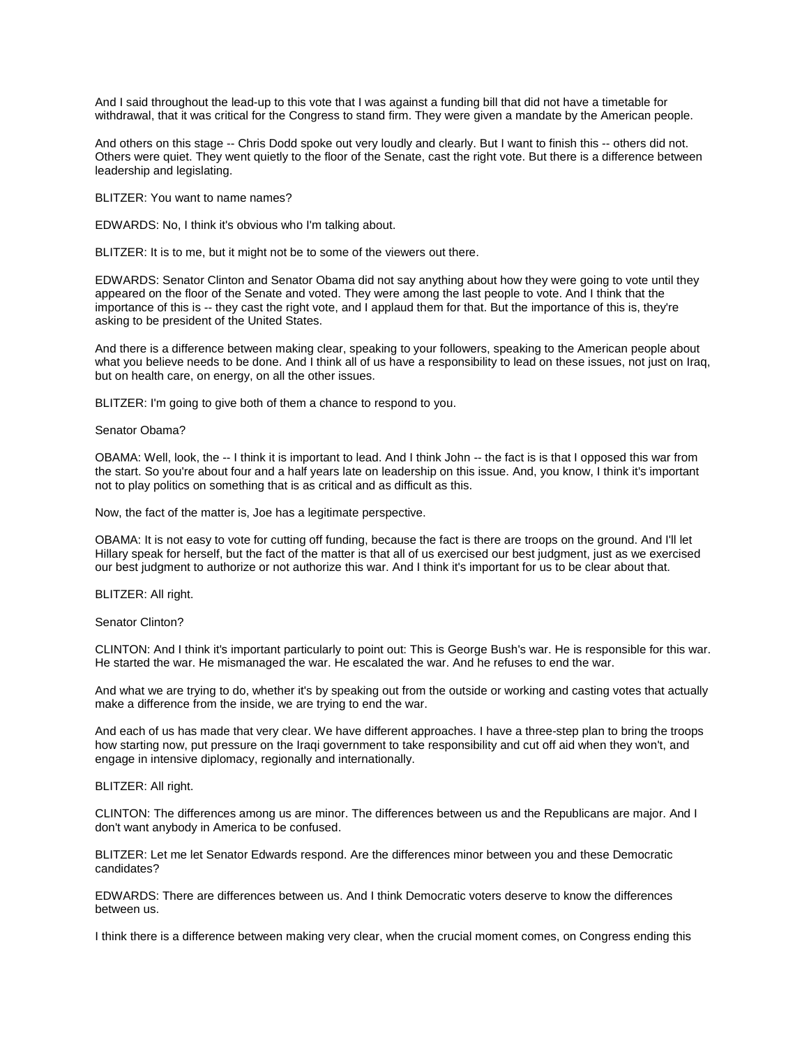And I said throughout the lead-up to this vote that I was against a funding bill that did not have a timetable for withdrawal, that it was critical for the Congress to stand firm. They were given a mandate by the American people.

And others on this stage -- Chris Dodd spoke out very loudly and clearly. But I want to finish this -- others did not. Others were quiet. They went quietly to the floor of the Senate, cast the right vote. But there is a difference between leadership and legislating.

BLITZER: You want to name names?

EDWARDS: No, I think it's obvious who I'm talking about.

BLITZER: It is to me, but it might not be to some of the viewers out there.

EDWARDS: Senator Clinton and Senator Obama did not say anything about how they were going to vote until they appeared on the floor of the Senate and voted. They were among the last people to vote. And I think that the importance of this is -- they cast the right vote, and I applaud them for that. But the importance of this is, they're asking to be president of the United States.

And there is a difference between making clear, speaking to your followers, speaking to the American people about what you believe needs to be done. And I think all of us have a responsibility to lead on these issues, not just on Iraq, but on health care, on energy, on all the other issues.

BLITZER: I'm going to give both of them a chance to respond to you.

Senator Obama?

OBAMA: Well, look, the -- I think it is important to lead. And I think John -- the fact is is that I opposed this war from the start. So you're about four and a half years late on leadership on this issue. And, you know, I think it's important not to play politics on something that is as critical and as difficult as this.

Now, the fact of the matter is, Joe has a legitimate perspective.

OBAMA: It is not easy to vote for cutting off funding, because the fact is there are troops on the ground. And I'll let Hillary speak for herself, but the fact of the matter is that all of us exercised our best judgment, just as we exercised our best judgment to authorize or not authorize this war. And I think it's important for us to be clear about that.

BLITZER: All right.

Senator Clinton?

CLINTON: And I think it's important particularly to point out: This is George Bush's war. He is responsible for this war. He started the war. He mismanaged the war. He escalated the war. And he refuses to end the war.

And what we are trying to do, whether it's by speaking out from the outside or working and casting votes that actually make a difference from the inside, we are trying to end the war.

And each of us has made that very clear. We have different approaches. I have a three-step plan to bring the troops how starting now, put pressure on the Iraqi government to take responsibility and cut off aid when they won't, and engage in intensive diplomacy, regionally and internationally.

BLITZER: All right.

CLINTON: The differences among us are minor. The differences between us and the Republicans are major. And I don't want anybody in America to be confused.

BLITZER: Let me let Senator Edwards respond. Are the differences minor between you and these Democratic candidates?

EDWARDS: There are differences between us. And I think Democratic voters deserve to know the differences between us.

I think there is a difference between making very clear, when the crucial moment comes, on Congress ending this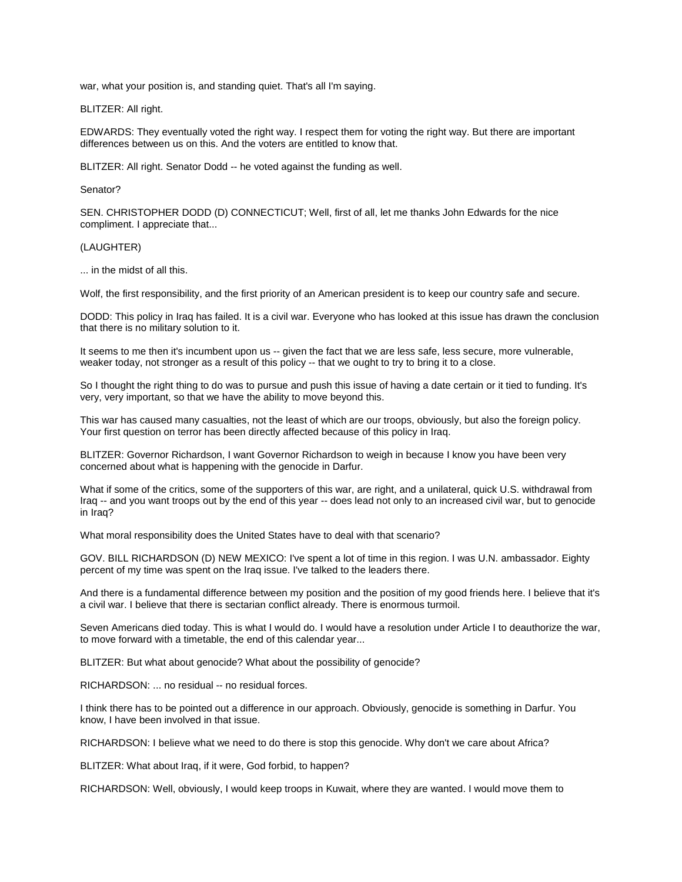war, what your position is, and standing quiet. That's all I'm saying.

BLITZER: All right.

EDWARDS: They eventually voted the right way. I respect them for voting the right way. But there are important differences between us on this. And the voters are entitled to know that.

BLITZER: All right. Senator Dodd -- he voted against the funding as well.

Senator?

SEN. CHRISTOPHER DODD (D) CONNECTICUT; Well, first of all, let me thanks John Edwards for the nice compliment. I appreciate that...

(LAUGHTER)

... in the midst of all this.

Wolf, the first responsibility, and the first priority of an American president is to keep our country safe and secure.

DODD: This policy in Iraq has failed. It is a civil war. Everyone who has looked at this issue has drawn the conclusion that there is no military solution to it.

It seems to me then it's incumbent upon us -- given the fact that we are less safe, less secure, more vulnerable, weaker today, not stronger as a result of this policy -- that we ought to try to bring it to a close.

So I thought the right thing to do was to pursue and push this issue of having a date certain or it tied to funding. It's very, very important, so that we have the ability to move beyond this.

This war has caused many casualties, not the least of which are our troops, obviously, but also the foreign policy. Your first question on terror has been directly affected because of this policy in Iraq.

BLITZER: Governor Richardson, I want Governor Richardson to weigh in because I know you have been very concerned about what is happening with the genocide in Darfur.

What if some of the critics, some of the supporters of this war, are right, and a unilateral, quick U.S. withdrawal from Iraq -- and you want troops out by the end of this year -- does lead not only to an increased civil war, but to genocide in Iraq?

What moral responsibility does the United States have to deal with that scenario?

GOV. BILL RICHARDSON (D) NEW MEXICO: I've spent a lot of time in this region. I was U.N. ambassador. Eighty percent of my time was spent on the Iraq issue. I've talked to the leaders there.

And there is a fundamental difference between my position and the position of my good friends here. I believe that it's a civil war. I believe that there is sectarian conflict already. There is enormous turmoil.

Seven Americans died today. This is what I would do. I would have a resolution under Article I to deauthorize the war, to move forward with a timetable, the end of this calendar year...

BLITZER: But what about genocide? What about the possibility of genocide?

RICHARDSON: ... no residual -- no residual forces.

I think there has to be pointed out a difference in our approach. Obviously, genocide is something in Darfur. You know, I have been involved in that issue.

RICHARDSON: I believe what we need to do there is stop this genocide. Why don't we care about Africa?

BLITZER: What about Iraq, if it were, God forbid, to happen?

RICHARDSON: Well, obviously, I would keep troops in Kuwait, where they are wanted. I would move them to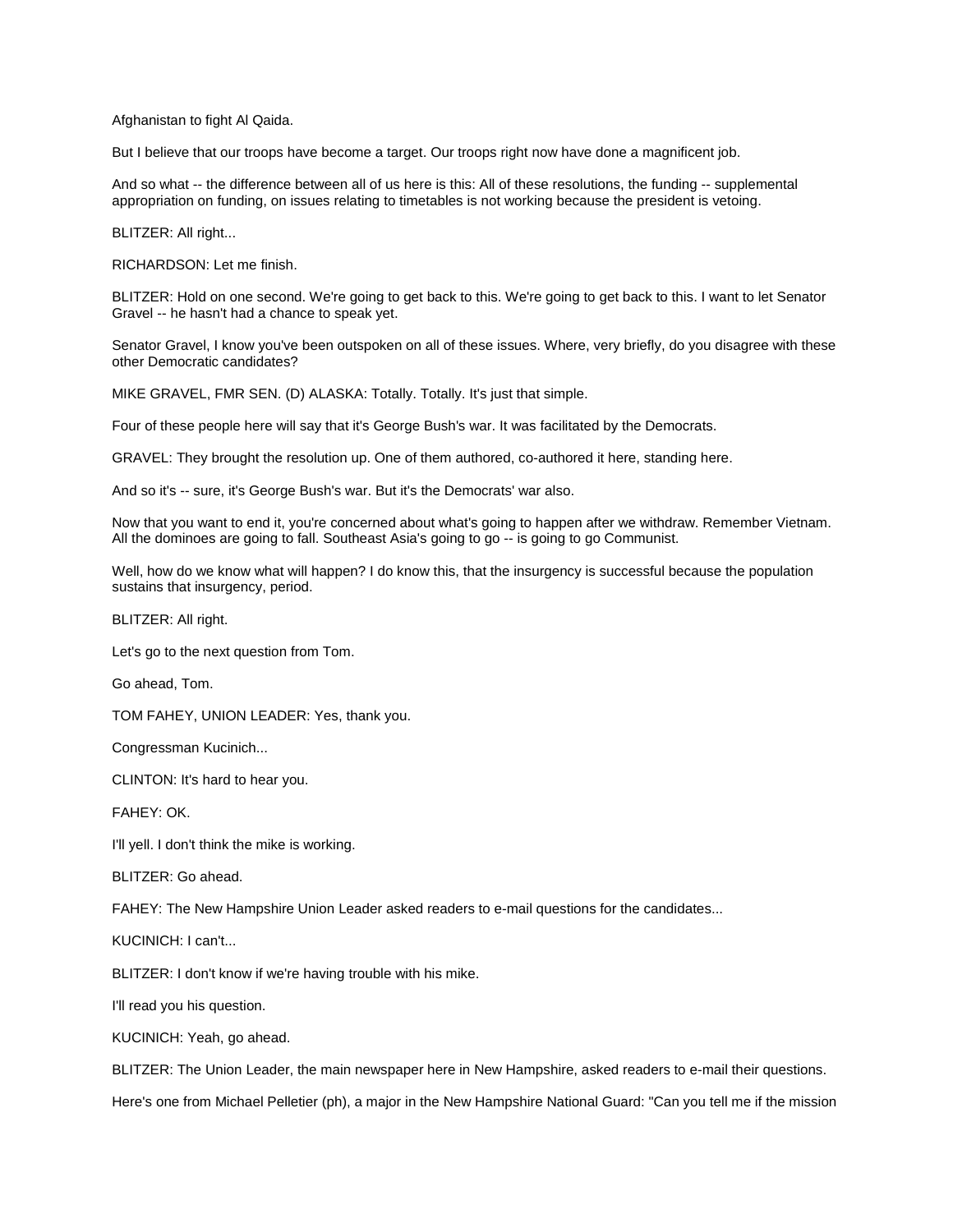Afghanistan to fight Al Qaida.

But I believe that our troops have become a target. Our troops right now have done a magnificent job.

And so what -- the difference between all of us here is this: All of these resolutions, the funding -- supplemental appropriation on funding, on issues relating to timetables is not working because the president is vetoing.

BLITZER: All right...

RICHARDSON: Let me finish.

BLITZER: Hold on one second. We're going to get back to this. We're going to get back to this. I want to let Senator Gravel -- he hasn't had a chance to speak yet.

Senator Gravel, I know you've been outspoken on all of these issues. Where, very briefly, do you disagree with these other Democratic candidates?

MIKE GRAVEL, FMR SEN. (D) ALASKA: Totally. Totally. It's just that simple.

Four of these people here will say that it's George Bush's war. It was facilitated by the Democrats.

GRAVEL: They brought the resolution up. One of them authored, co-authored it here, standing here.

And so it's -- sure, it's George Bush's war. But it's the Democrats' war also.

Now that you want to end it, you're concerned about what's going to happen after we withdraw. Remember Vietnam. All the dominoes are going to fall. Southeast Asia's going to go -- is going to go Communist.

Well, how do we know what will happen? I do know this, that the insurgency is successful because the population sustains that insurgency, period.

BLITZER: All right.

Let's go to the next question from Tom.

Go ahead, Tom.

TOM FAHEY, UNION LEADER: Yes, thank you.

Congressman Kucinich...

CLINTON: It's hard to hear you.

FAHEY: OK.

I'll yell. I don't think the mike is working.

BLITZER: Go ahead.

FAHEY: The New Hampshire Union Leader asked readers to e-mail questions for the candidates...

KUCINICH: I can't...

BLITZER: I don't know if we're having trouble with his mike.

I'll read you his question.

KUCINICH: Yeah, go ahead.

BLITZER: The Union Leader, the main newspaper here in New Hampshire, asked readers to e-mail their questions.

Here's one from Michael Pelletier (ph), a major in the New Hampshire National Guard: "Can you tell me if the mission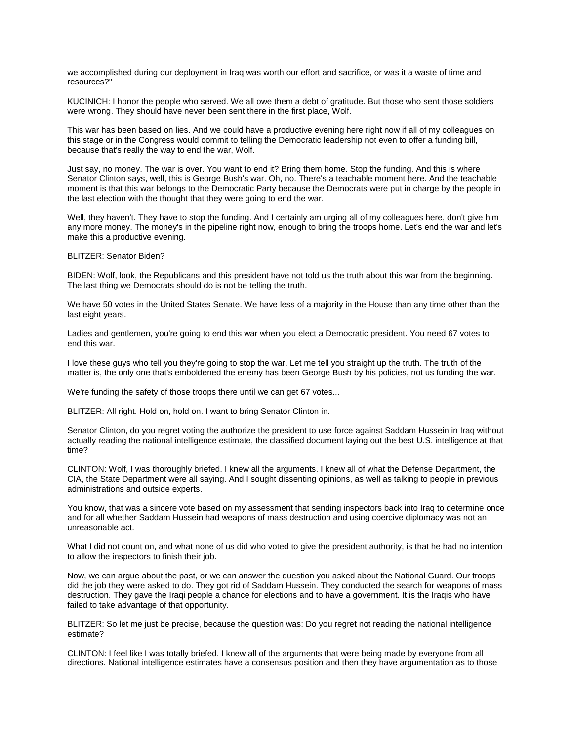we accomplished during our deployment in Iraq was worth our effort and sacrifice, or was it a waste of time and resources?"

KUCINICH: I honor the people who served. We all owe them a debt of gratitude. But those who sent those soldiers were wrong. They should have never been sent there in the first place, Wolf.

This war has been based on lies. And we could have a productive evening here right now if all of my colleagues on this stage or in the Congress would commit to telling the Democratic leadership not even to offer a funding bill, because that's really the way to end the war, Wolf.

Just say, no money. The war is over. You want to end it? Bring them home. Stop the funding. And this is where Senator Clinton says, well, this is George Bush's war. Oh, no. There's a teachable moment here. And the teachable moment is that this war belongs to the Democratic Party because the Democrats were put in charge by the people in the last election with the thought that they were going to end the war.

Well, they haven't. They have to stop the funding. And I certainly am urging all of my colleagues here, don't give him any more money. The money's in the pipeline right now, enough to bring the troops home. Let's end the war and let's make this a productive evening.

BLITZER: Senator Biden?

BIDEN: Wolf, look, the Republicans and this president have not told us the truth about this war from the beginning. The last thing we Democrats should do is not be telling the truth.

We have 50 votes in the United States Senate. We have less of a majority in the House than any time other than the last eight years.

Ladies and gentlemen, you're going to end this war when you elect a Democratic president. You need 67 votes to end this war.

I love these guys who tell you they're going to stop the war. Let me tell you straight up the truth. The truth of the matter is, the only one that's emboldened the enemy has been George Bush by his policies, not us funding the war.

We're funding the safety of those troops there until we can get 67 votes...

BLITZER: All right. Hold on, hold on. I want to bring Senator Clinton in.

Senator Clinton, do you regret voting the authorize the president to use force against Saddam Hussein in Iraq without actually reading the national intelligence estimate, the classified document laying out the best U.S. intelligence at that time?

CLINTON: Wolf, I was thoroughly briefed. I knew all the arguments. I knew all of what the Defense Department, the CIA, the State Department were all saying. And I sought dissenting opinions, as well as talking to people in previous administrations and outside experts.

You know, that was a sincere vote based on my assessment that sending inspectors back into Iraq to determine once and for all whether Saddam Hussein had weapons of mass destruction and using coercive diplomacy was not an unreasonable act.

What I did not count on, and what none of us did who voted to give the president authority, is that he had no intention to allow the inspectors to finish their job.

Now, we can argue about the past, or we can answer the question you asked about the National Guard. Our troops did the job they were asked to do. They got rid of Saddam Hussein. They conducted the search for weapons of mass destruction. They gave the Iraqi people a chance for elections and to have a government. It is the Iraqis who have failed to take advantage of that opportunity.

BLITZER: So let me just be precise, because the question was: Do you regret not reading the national intelligence estimate?

CLINTON: I feel like I was totally briefed. I knew all of the arguments that were being made by everyone from all directions. National intelligence estimates have a consensus position and then they have argumentation as to those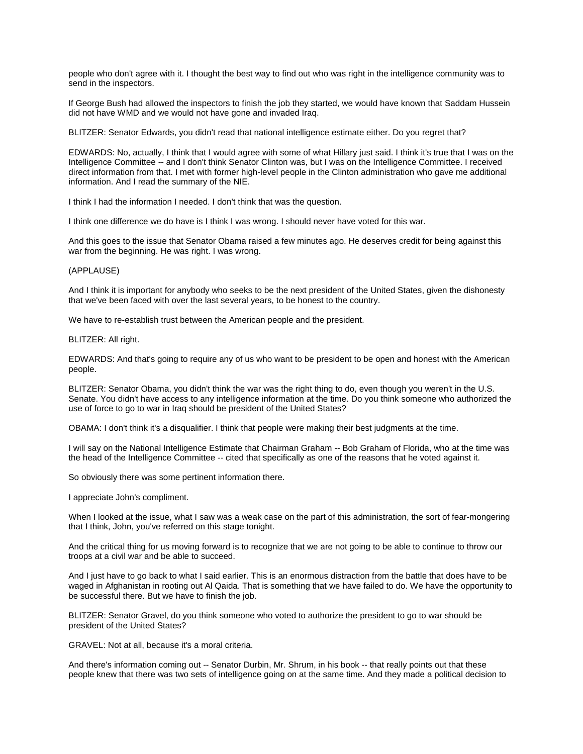people who don't agree with it. I thought the best way to find out who was right in the intelligence community was to send in the inspectors.

If George Bush had allowed the inspectors to finish the job they started, we would have known that Saddam Hussein did not have WMD and we would not have gone and invaded Iraq.

BLITZER: Senator Edwards, you didn't read that national intelligence estimate either. Do you regret that?

EDWARDS: No, actually, I think that I would agree with some of what Hillary just said. I think it's true that I was on the Intelligence Committee -- and I don't think Senator Clinton was, but I was on the Intelligence Committee. I received direct information from that. I met with former high-level people in the Clinton administration who gave me additional information. And I read the summary of the NIE.

I think I had the information I needed. I don't think that was the question.

I think one difference we do have is I think I was wrong. I should never have voted for this war.

And this goes to the issue that Senator Obama raised a few minutes ago. He deserves credit for being against this war from the beginning. He was right. I was wrong.

(APPLAUSE)

And I think it is important for anybody who seeks to be the next president of the United States, given the dishonesty that we've been faced with over the last several years, to be honest to the country.

We have to re-establish trust between the American people and the president.

BLITZER: All right.

EDWARDS: And that's going to require any of us who want to be president to be open and honest with the American people.

BLITZER: Senator Obama, you didn't think the war was the right thing to do, even though you weren't in the U.S. Senate. You didn't have access to any intelligence information at the time. Do you think someone who authorized the use of force to go to war in Iraq should be president of the United States?

OBAMA: I don't think it's a disqualifier. I think that people were making their best judgments at the time.

I will say on the National Intelligence Estimate that Chairman Graham -- Bob Graham of Florida, who at the time was the head of the Intelligence Committee -- cited that specifically as one of the reasons that he voted against it.

So obviously there was some pertinent information there.

I appreciate John's compliment.

When I looked at the issue, what I saw was a weak case on the part of this administration, the sort of fear-mongering that I think, John, you've referred on this stage tonight.

And the critical thing for us moving forward is to recognize that we are not going to be able to continue to throw our troops at a civil war and be able to succeed.

And I just have to go back to what I said earlier. This is an enormous distraction from the battle that does have to be waged in Afghanistan in rooting out Al Qaida. That is something that we have failed to do. We have the opportunity to be successful there. But we have to finish the job.

BLITZER: Senator Gravel, do you think someone who voted to authorize the president to go to war should be president of the United States?

GRAVEL: Not at all, because it's a moral criteria.

And there's information coming out -- Senator Durbin, Mr. Shrum, in his book -- that really points out that these people knew that there was two sets of intelligence going on at the same time. And they made a political decision to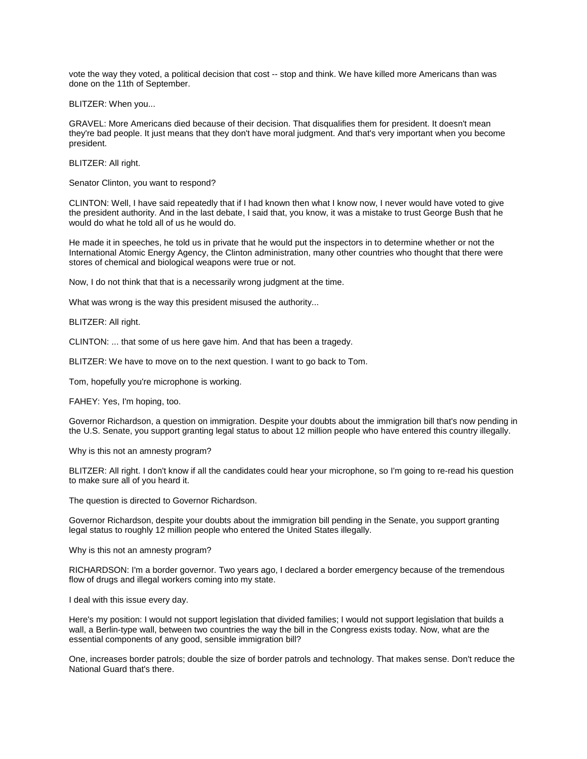vote the way they voted, a political decision that cost -- stop and think. We have killed more Americans than was done on the 11th of September.

BLITZER: When you...

GRAVEL: More Americans died because of their decision. That disqualifies them for president. It doesn't mean they're bad people. It just means that they don't have moral judgment. And that's very important when you become president.

BLITZER: All right.

Senator Clinton, you want to respond?

CLINTON: Well, I have said repeatedly that if I had known then what I know now, I never would have voted to give the president authority. And in the last debate, I said that, you know, it was a mistake to trust George Bush that he would do what he told all of us he would do.

He made it in speeches, he told us in private that he would put the inspectors in to determine whether or not the International Atomic Energy Agency, the Clinton administration, many other countries who thought that there were stores of chemical and biological weapons were true or not.

Now, I do not think that that is a necessarily wrong judgment at the time.

What was wrong is the way this president misused the authority...

BLITZER: All right.

CLINTON: ... that some of us here gave him. And that has been a tragedy.

BLITZER: We have to move on to the next question. I want to go back to Tom.

Tom, hopefully you're microphone is working.

FAHEY: Yes, I'm hoping, too.

Governor Richardson, a question on immigration. Despite your doubts about the immigration bill that's now pending in the U.S. Senate, you support granting legal status to about 12 million people who have entered this country illegally.

Why is this not an amnesty program?

BLITZER: All right. I don't know if all the candidates could hear your microphone, so I'm going to re-read his question to make sure all of you heard it.

The question is directed to Governor Richardson.

Governor Richardson, despite your doubts about the immigration bill pending in the Senate, you support granting legal status to roughly 12 million people who entered the United States illegally.

Why is this not an amnesty program?

RICHARDSON: I'm a border governor. Two years ago, I declared a border emergency because of the tremendous flow of drugs and illegal workers coming into my state.

I deal with this issue every day.

Here's my position: I would not support legislation that divided families; I would not support legislation that builds a wall, a Berlin-type wall, between two countries the way the bill in the Congress exists today. Now, what are the essential components of any good, sensible immigration bill?

One, increases border patrols; double the size of border patrols and technology. That makes sense. Don't reduce the National Guard that's there.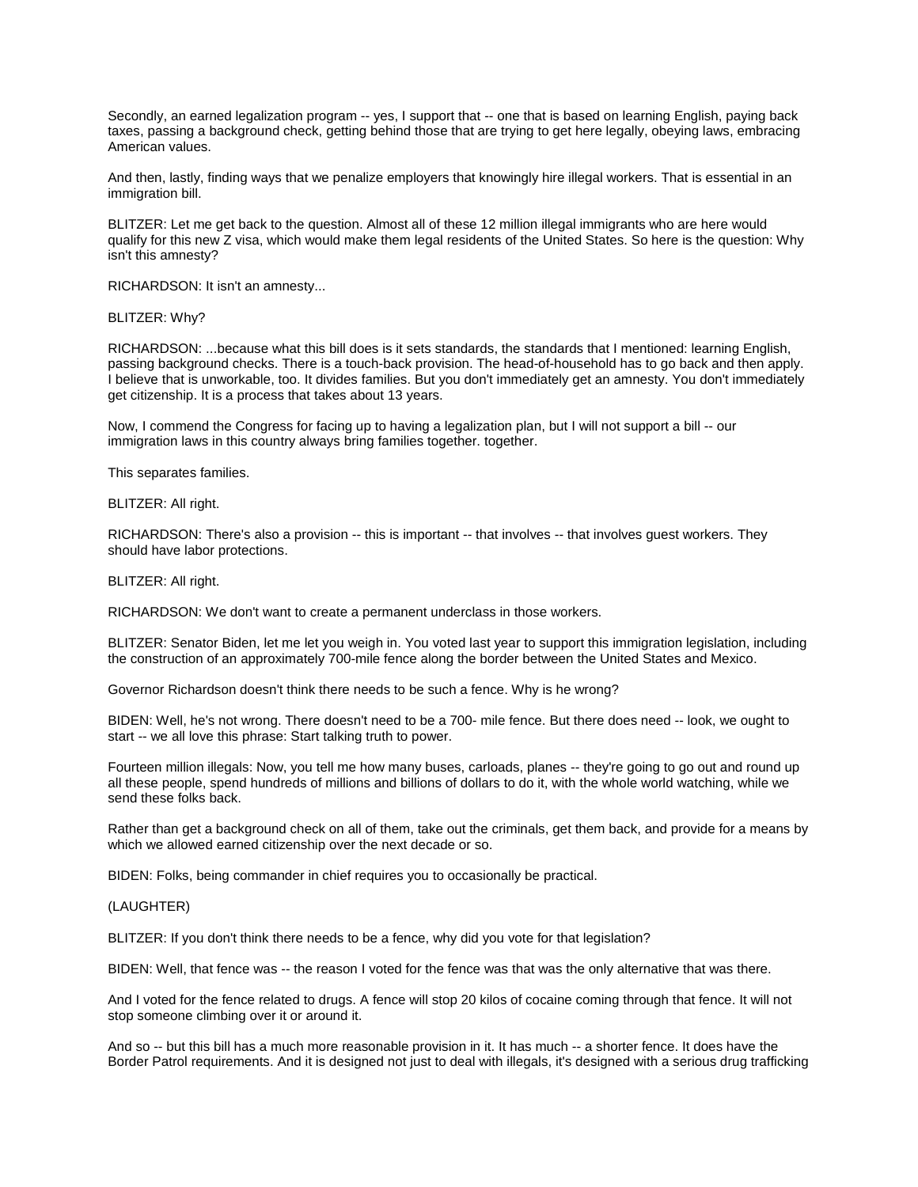Secondly, an earned legalization program -- yes, I support that -- one that is based on learning English, paying back taxes, passing a background check, getting behind those that are trying to get here legally, obeying laws, embracing American values.

And then, lastly, finding ways that we penalize employers that knowingly hire illegal workers. That is essential in an immigration bill.

BLITZER: Let me get back to the question. Almost all of these 12 million illegal immigrants who are here would qualify for this new Z visa, which would make them legal residents of the United States. So here is the question: Why isn't this amnesty?

RICHARDSON: It isn't an amnesty...

BLITZER: Why?

RICHARDSON: ...because what this bill does is it sets standards, the standards that I mentioned: learning English, passing background checks. There is a touch-back provision. The head-of-household has to go back and then apply. I believe that is unworkable, too. It divides families. But you don't immediately get an amnesty. You don't immediately get citizenship. It is a process that takes about 13 years.

Now, I commend the Congress for facing up to having a legalization plan, but I will not support a bill -- our immigration laws in this country always bring families together. together.

This separates families.

BLITZER: All right.

RICHARDSON: There's also a provision -- this is important -- that involves -- that involves guest workers. They should have labor protections.

BLITZER: All right.

RICHARDSON: We don't want to create a permanent underclass in those workers.

BLITZER: Senator Biden, let me let you weigh in. You voted last year to support this immigration legislation, including the construction of an approximately 700-mile fence along the border between the United States and Mexico.

Governor Richardson doesn't think there needs to be such a fence. Why is he wrong?

BIDEN: Well, he's not wrong. There doesn't need to be a 700- mile fence. But there does need -- look, we ought to start -- we all love this phrase: Start talking truth to power.

Fourteen million illegals: Now, you tell me how many buses, carloads, planes -- they're going to go out and round up all these people, spend hundreds of millions and billions of dollars to do it, with the whole world watching, while we send these folks back.

Rather than get a background check on all of them, take out the criminals, get them back, and provide for a means by which we allowed earned citizenship over the next decade or so.

BIDEN: Folks, being commander in chief requires you to occasionally be practical.

(LAUGHTER)

BLITZER: If you don't think there needs to be a fence, why did you vote for that legislation?

BIDEN: Well, that fence was -- the reason I voted for the fence was that was the only alternative that was there.

And I voted for the fence related to drugs. A fence will stop 20 kilos of cocaine coming through that fence. It will not stop someone climbing over it or around it.

And so -- but this bill has a much more reasonable provision in it. It has much -- a shorter fence. It does have the Border Patrol requirements. And it is designed not just to deal with illegals, it's designed with a serious drug trafficking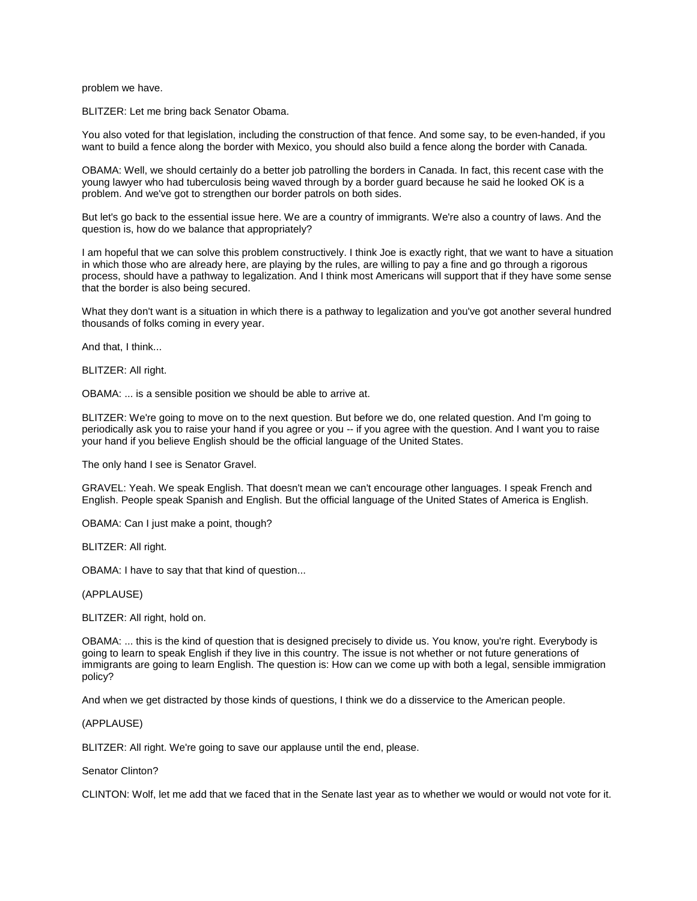problem we have.

BLITZER: Let me bring back Senator Obama.

You also voted for that legislation, including the construction of that fence. And some say, to be even-handed, if you want to build a fence along the border with Mexico, you should also build a fence along the border with Canada.

OBAMA: Well, we should certainly do a better job patrolling the borders in Canada. In fact, this recent case with the young lawyer who had tuberculosis being waved through by a border guard because he said he looked OK is a problem. And we've got to strengthen our border patrols on both sides.

But let's go back to the essential issue here. We are a country of immigrants. We're also a country of laws. And the question is, how do we balance that appropriately?

I am hopeful that we can solve this problem constructively. I think Joe is exactly right, that we want to have a situation in which those who are already here, are playing by the rules, are willing to pay a fine and go through a rigorous process, should have a pathway to legalization. And I think most Americans will support that if they have some sense that the border is also being secured.

What they don't want is a situation in which there is a pathway to legalization and you've got another several hundred thousands of folks coming in every year.

And that, I think...

BLITZER: All right.

OBAMA: ... is a sensible position we should be able to arrive at.

BLITZER: We're going to move on to the next question. But before we do, one related question. And I'm going to periodically ask you to raise your hand if you agree or you -- if you agree with the question. And I want you to raise your hand if you believe English should be the official language of the United States.

The only hand I see is Senator Gravel.

GRAVEL: Yeah. We speak English. That doesn't mean we can't encourage other languages. I speak French and English. People speak Spanish and English. But the official language of the United States of America is English.

OBAMA: Can I just make a point, though?

BLITZER: All right.

OBAMA: I have to say that that kind of question...

(APPLAUSE)

BLITZER: All right, hold on.

OBAMA: ... this is the kind of question that is designed precisely to divide us. You know, you're right. Everybody is going to learn to speak English if they live in this country. The issue is not whether or not future generations of immigrants are going to learn English. The question is: How can we come up with both a legal, sensible immigration policy?

And when we get distracted by those kinds of questions, I think we do a disservice to the American people.

(APPLAUSE)

BLITZER: All right. We're going to save our applause until the end, please.

Senator Clinton?

CLINTON: Wolf, let me add that we faced that in the Senate last year as to whether we would or would not vote for it.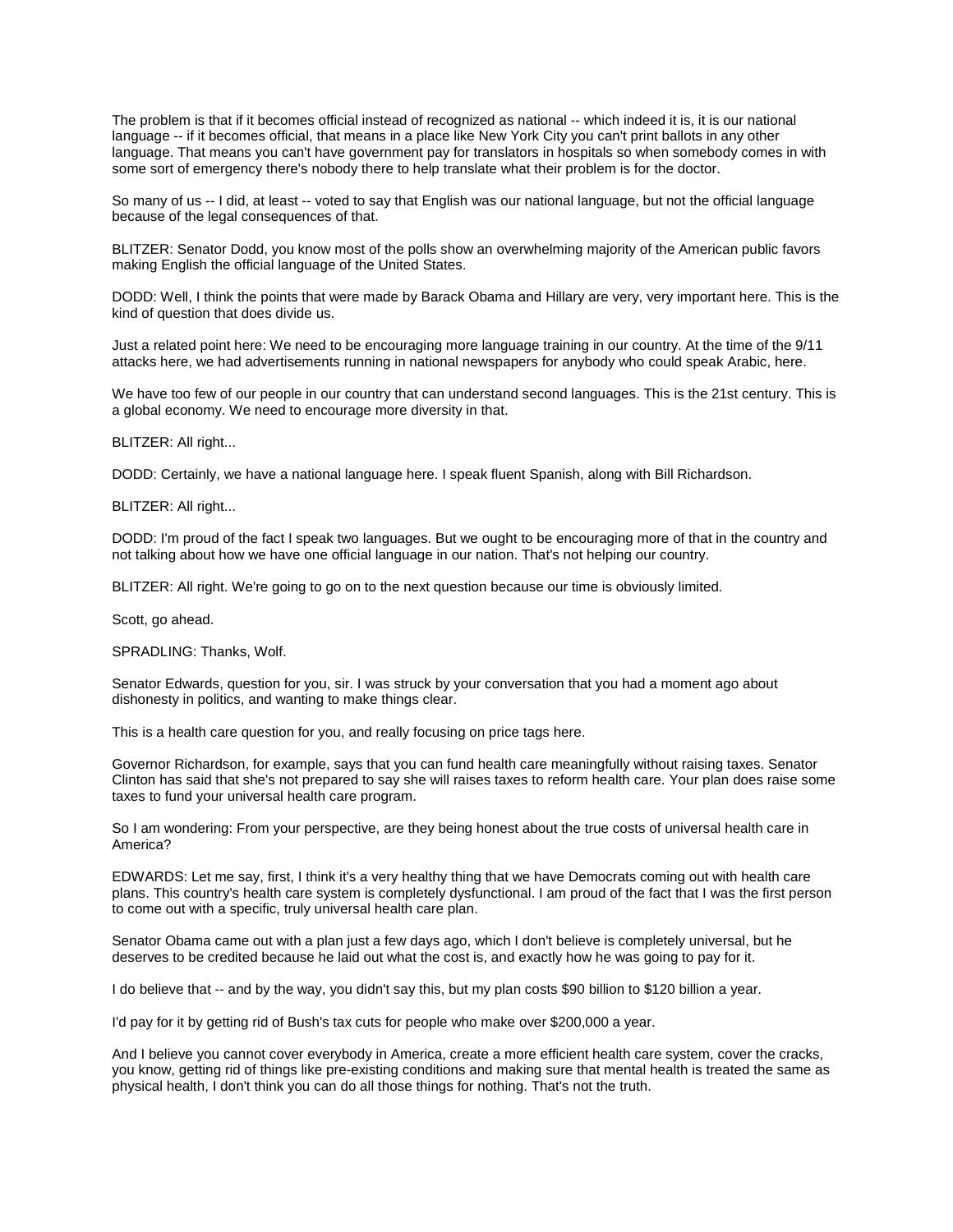The problem is that if it becomes official instead of recognized as national -- which indeed it is, it is our national language -- if it becomes official, that means in a place like New York City you can't print ballots in any other language. That means you can't have government pay for translators in hospitals so when somebody comes in with some sort of emergency there's nobody there to help translate what their problem is for the doctor.

So many of us -- I did, at least -- voted to say that English was our national language, but not the official language because of the legal consequences of that.

BLITZER: Senator Dodd, you know most of the polls show an overwhelming majority of the American public favors making English the official language of the United States.

DODD: Well, I think the points that were made by Barack Obama and Hillary are very, very important here. This is the kind of question that does divide us.

Just a related point here: We need to be encouraging more language training in our country. At the time of the 9/11 attacks here, we had advertisements running in national newspapers for anybody who could speak Arabic, here.

We have too few of our people in our country that can understand second languages. This is the 21st century. This is a global economy. We need to encourage more diversity in that.

BLITZER: All right...

DODD: Certainly, we have a national language here. I speak fluent Spanish, along with Bill Richardson.

BLITZER: All right...

DODD: I'm proud of the fact I speak two languages. But we ought to be encouraging more of that in the country and not talking about how we have one official language in our nation. That's not helping our country.

BLITZER: All right. We're going to go on to the next question because our time is obviously limited.

Scott, go ahead.

SPRADLING: Thanks, Wolf.

Senator Edwards, question for you, sir. I was struck by your conversation that you had a moment ago about dishonesty in politics, and wanting to make things clear.

This is a health care question for you, and really focusing on price tags here.

Governor Richardson, for example, says that you can fund health care meaningfully without raising taxes. Senator Clinton has said that she's not prepared to say she will raises taxes to reform health care. Your plan does raise some taxes to fund your universal health care program.

So I am wondering: From your perspective, are they being honest about the true costs of universal health care in America?

EDWARDS: Let me say, first, I think it's a very healthy thing that we have Democrats coming out with health care plans. This country's health care system is completely dysfunctional. I am proud of the fact that I was the first person to come out with a specific, truly universal health care plan.

Senator Obama came out with a plan just a few days ago, which I don't believe is completely universal, but he deserves to be credited because he laid out what the cost is, and exactly how he was going to pay for it.

I do believe that -- and by the way, you didn't say this, but my plan costs $90 billion to $120 billion a year.

I'd pay for it by getting rid of Bush's tax cuts for people who make over $200,000 a year.

And I believe you cannot cover everybody in America, create a more efficient health care system, cover the cracks, you know, getting rid of things like pre-existing conditions and making sure that mental health is treated the same as physical health, I don't think you can do all those things for nothing. That's not the truth.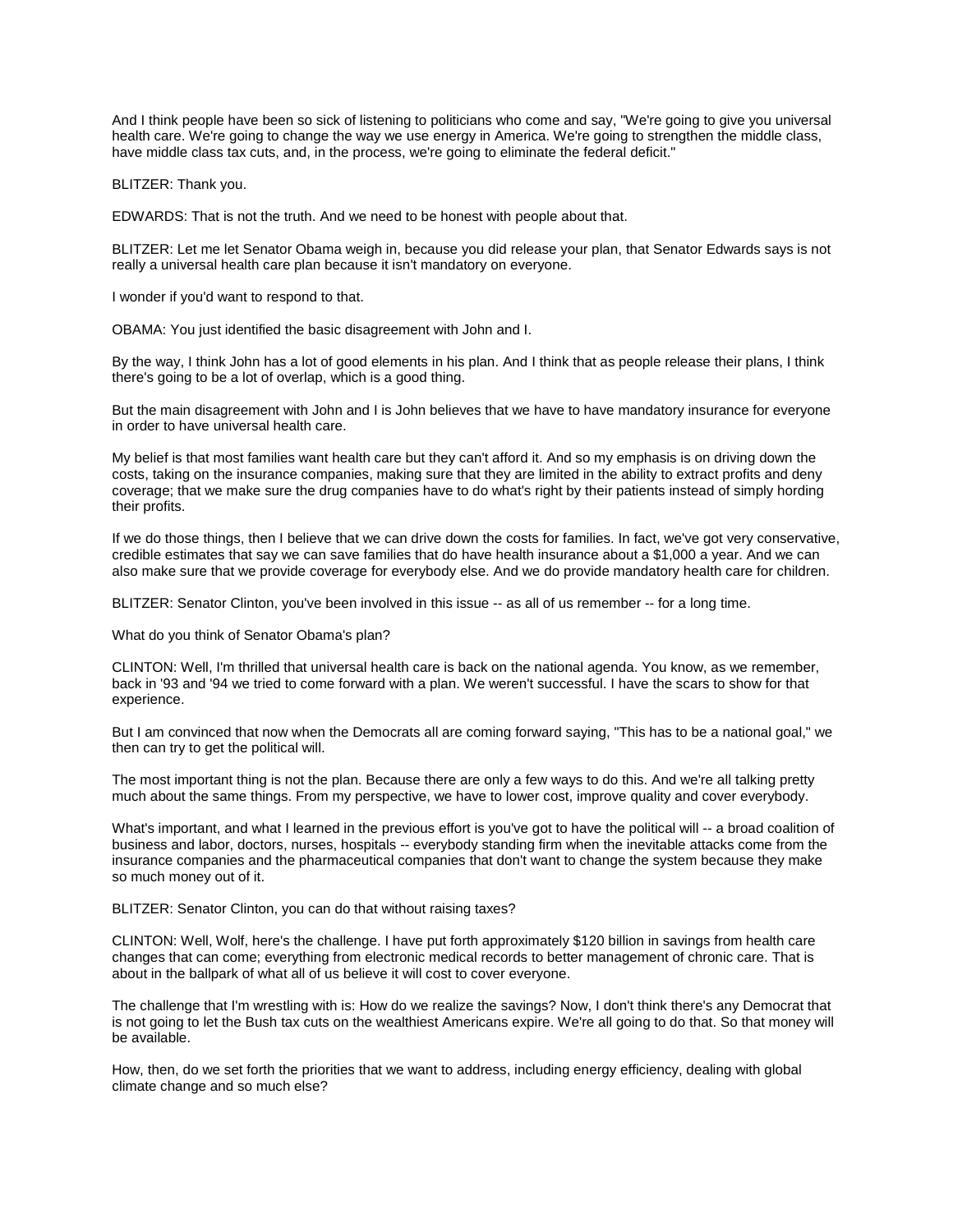And I think people have been so sick of listening to politicians who come and say, "We're going to give you universal health care. We're going to change the way we use energy in America. We're going to strengthen the middle class, have middle class tax cuts, and, in the process, we're going to eliminate the federal deficit."

BLITZER: Thank you.

EDWARDS: That is not the truth. And we need to be honest with people about that.

BLITZER: Let me let Senator Obama weigh in, because you did release your plan, that Senator Edwards says is not really a universal health care plan because it isn't mandatory on everyone.

I wonder if you'd want to respond to that.

OBAMA: You just identified the basic disagreement with John and I.

By the way, I think John has a lot of good elements in his plan. And I think that as people release their plans, I think there's going to be a lot of overlap, which is a good thing.

But the main disagreement with John and I is John believes that we have to have mandatory insurance for everyone in order to have universal health care.

My belief is that most families want health care but they can't afford it. And so my emphasis is on driving down the costs, taking on the insurance companies, making sure that they are limited in the ability to extract profits and deny coverage; that we make sure the drug companies have to do what's right by their patients instead of simply hording their profits.

If we do those things, then I believe that we can drive down the costs for families. In fact, we've got very conservative, credible estimates that say we can save families that do have health insurance about a $1,000 a year. And we can also make sure that we provide coverage for everybody else. And we do provide mandatory health care for children.

BLITZER: Senator Clinton, you've been involved in this issue -- as all of us remember -- for a long time.

What do you think of Senator Obama's plan?

CLINTON: Well, I'm thrilled that universal health care is back on the national agenda. You know, as we remember, back in '93 and '94 we tried to come forward with a plan. We weren't successful. I have the scars to show for that experience.

But I am convinced that now when the Democrats all are coming forward saying, "This has to be a national goal," we then can try to get the political will.

The most important thing is not the plan. Because there are only a few ways to do this. And we're all talking pretty much about the same things. From my perspective, we have to lower cost, improve quality and cover everybody.

What's important, and what I learned in the previous effort is you've got to have the political will -- a broad coalition of business and labor, doctors, nurses, hospitals -- everybody standing firm when the inevitable attacks come from the insurance companies and the pharmaceutical companies that don't want to change the system because they make so much money out of it.

BLITZER: Senator Clinton, you can do that without raising taxes?

CLINTON: Well, Wolf, here's the challenge. I have put forth approximately $120 billion in savings from health care changes that can come; everything from electronic medical records to better management of chronic care. That is about in the ballpark of what all of us believe it will cost to cover everyone.

The challenge that I'm wrestling with is: How do we realize the savings? Now, I don't think there's any Democrat that is not going to let the Bush tax cuts on the wealthiest Americans expire. We're all going to do that. So that money will be available.

How, then, do we set forth the priorities that we want to address, including energy efficiency, dealing with global climate change and so much else?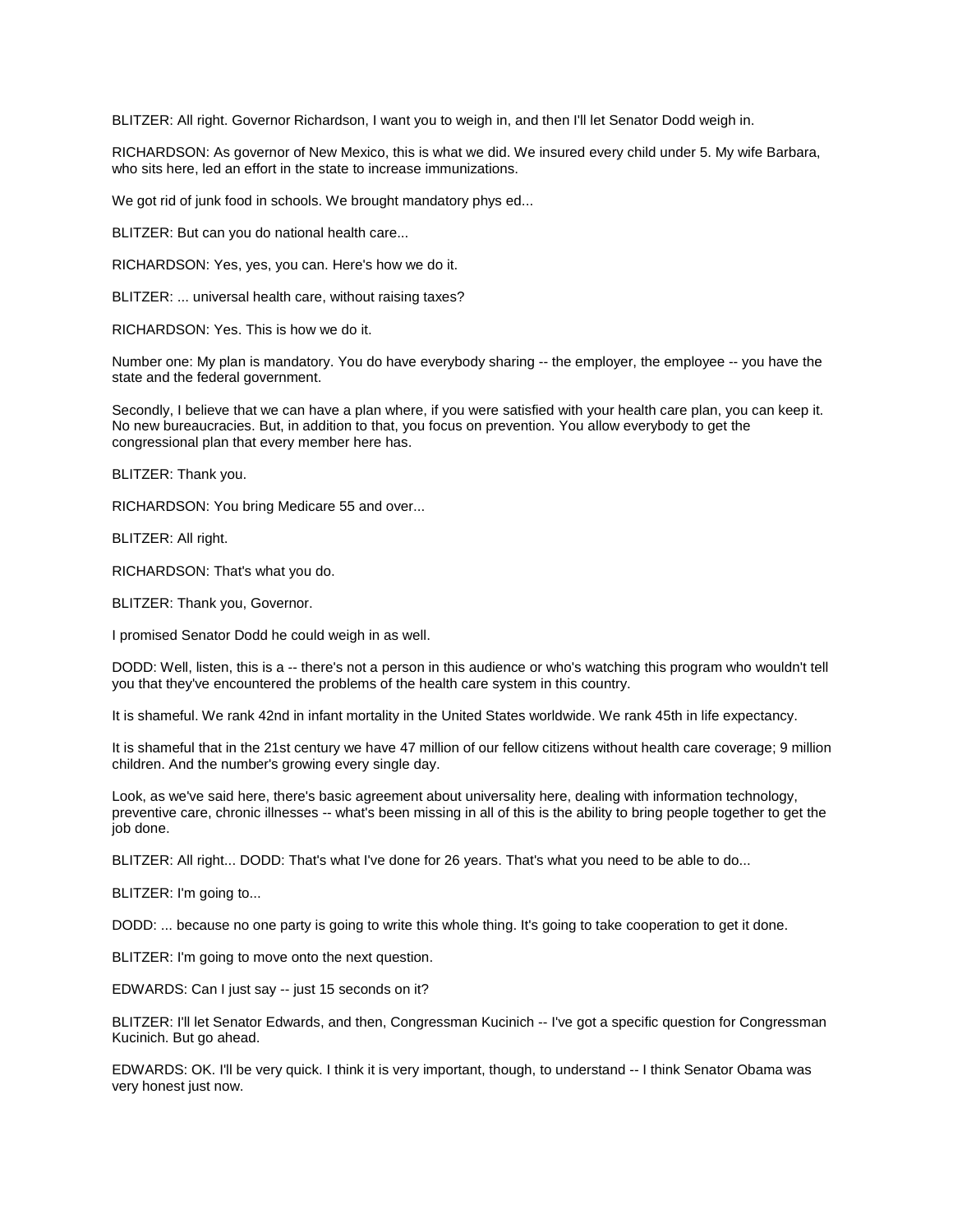BLITZER: All right. Governor Richardson, I want you to weigh in, and then I'll let Senator Dodd weigh in.

RICHARDSON: As governor of New Mexico, this is what we did. We insured every child under 5. My wife Barbara, who sits here, led an effort in the state to increase immunizations.

We got rid of junk food in schools. We brought mandatory phys ed...

BLITZER: But can you do national health care...

RICHARDSON: Yes, yes, you can. Here's how we do it.

BLITZER: ... universal health care, without raising taxes?

RICHARDSON: Yes. This is how we do it.

Number one: My plan is mandatory. You do have everybody sharing -- the employer, the employee -- you have the state and the federal government.

Secondly, I believe that we can have a plan where, if you were satisfied with your health care plan, you can keep it. No new bureaucracies. But, in addition to that, you focus on prevention. You allow everybody to get the congressional plan that every member here has.

BLITZER: Thank you.

RICHARDSON: You bring Medicare 55 and over...

BLITZER: All right.

RICHARDSON: That's what you do.

BLITZER: Thank you, Governor.

I promised Senator Dodd he could weigh in as well.

DODD: Well, listen, this is a -- there's not a person in this audience or who's watching this program who wouldn't tell you that they've encountered the problems of the health care system in this country.

It is shameful. We rank 42nd in infant mortality in the United States worldwide. We rank 45th in life expectancy.

It is shameful that in the 21st century we have 47 million of our fellow citizens without health care coverage; 9 million children. And the number's growing every single day.

Look, as we've said here, there's basic agreement about universality here, dealing with information technology, preventive care, chronic illnesses -- what's been missing in all of this is the ability to bring people together to get the job done.

BLITZER: All right... DODD: That's what I've done for 26 years. That's what you need to be able to do...

BLITZER: I'm going to...

DODD: ... because no one party is going to write this whole thing. It's going to take cooperation to get it done.

BLITZER: I'm going to move onto the next question.

EDWARDS: Can I just say -- just 15 seconds on it?

BLITZER: I'll let Senator Edwards, and then, Congressman Kucinich -- I've got a specific question for Congressman Kucinich. But go ahead.

EDWARDS: OK. I'll be very quick. I think it is very important, though, to understand -- I think Senator Obama was very honest just now.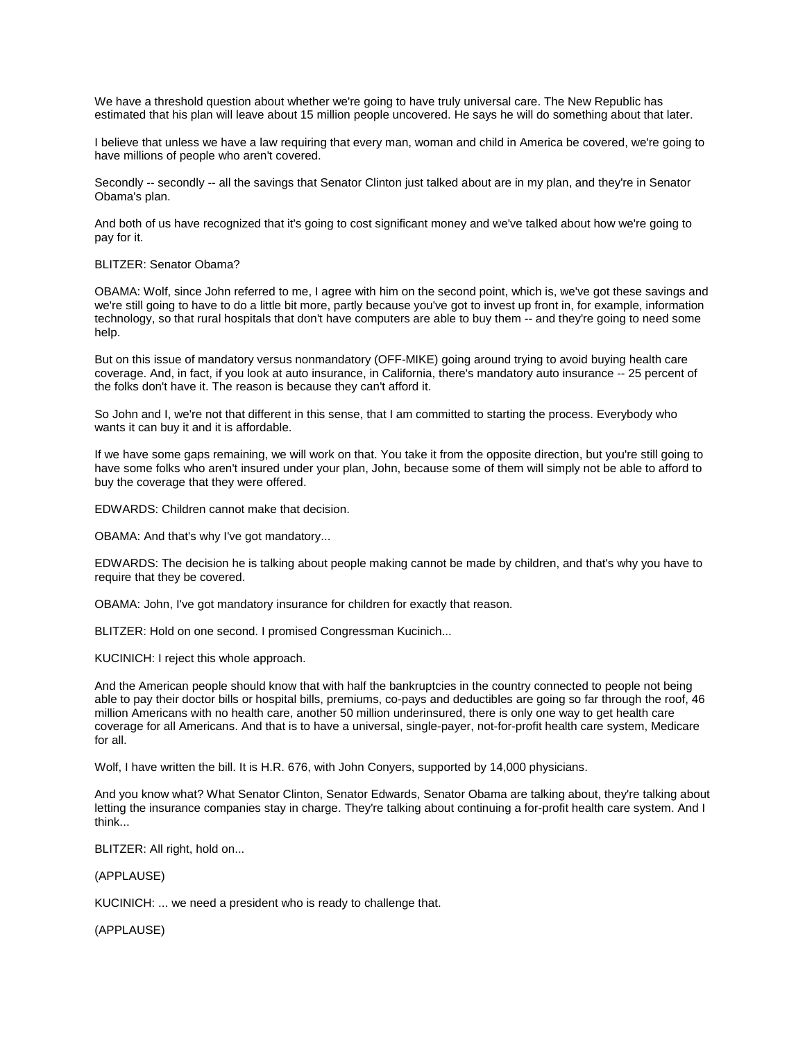We have a threshold question about whether we're going to have truly universal care. The New Republic has estimated that his plan will leave about 15 million people uncovered. He says he will do something about that later.

I believe that unless we have a law requiring that every man, woman and child in America be covered, we're going to have millions of people who aren't covered.

Secondly -- secondly -- all the savings that Senator Clinton just talked about are in my plan, and they're in Senator Obama's plan.

And both of us have recognized that it's going to cost significant money and we've talked about how we're going to pay for it.

BLITZER: Senator Obama?

OBAMA: Wolf, since John referred to me, I agree with him on the second point, which is, we've got these savings and we're still going to have to do a little bit more, partly because you've got to invest up front in, for example, information technology, so that rural hospitals that don't have computers are able to buy them -- and they're going to need some help.

But on this issue of mandatory versus nonmandatory (OFF-MIKE) going around trying to avoid buying health care coverage. And, in fact, if you look at auto insurance, in California, there's mandatory auto insurance -- 25 percent of the folks don't have it. The reason is because they can't afford it.

So John and I, we're not that different in this sense, that I am committed to starting the process. Everybody who wants it can buy it and it is affordable.

If we have some gaps remaining, we will work on that. You take it from the opposite direction, but you're still going to have some folks who aren't insured under your plan, John, because some of them will simply not be able to afford to buy the coverage that they were offered.

EDWARDS: Children cannot make that decision.

OBAMA: And that's why I've got mandatory...

EDWARDS: The decision he is talking about people making cannot be made by children, and that's why you have to require that they be covered.

OBAMA: John, I've got mandatory insurance for children for exactly that reason.

BLITZER: Hold on one second. I promised Congressman Kucinich...

KUCINICH: I reject this whole approach.

And the American people should know that with half the bankruptcies in the country connected to people not being able to pay their doctor bills or hospital bills, premiums, co-pays and deductibles are going so far through the roof, 46 million Americans with no health care, another 50 million underinsured, there is only one way to get health care coverage for all Americans. And that is to have a universal, single-payer, not-for-profit health care system, Medicare for all.

Wolf, I have written the bill. It is H.R. 676, with John Conyers, supported by 14,000 physicians.

And you know what? What Senator Clinton, Senator Edwards, Senator Obama are talking about, they're talking about letting the insurance companies stay in charge. They're talking about continuing a for-profit health care system. And I think...

BLITZER: All right, hold on...

(APPLAUSE)

KUCINICH: ... we need a president who is ready to challenge that.

(APPLAUSE)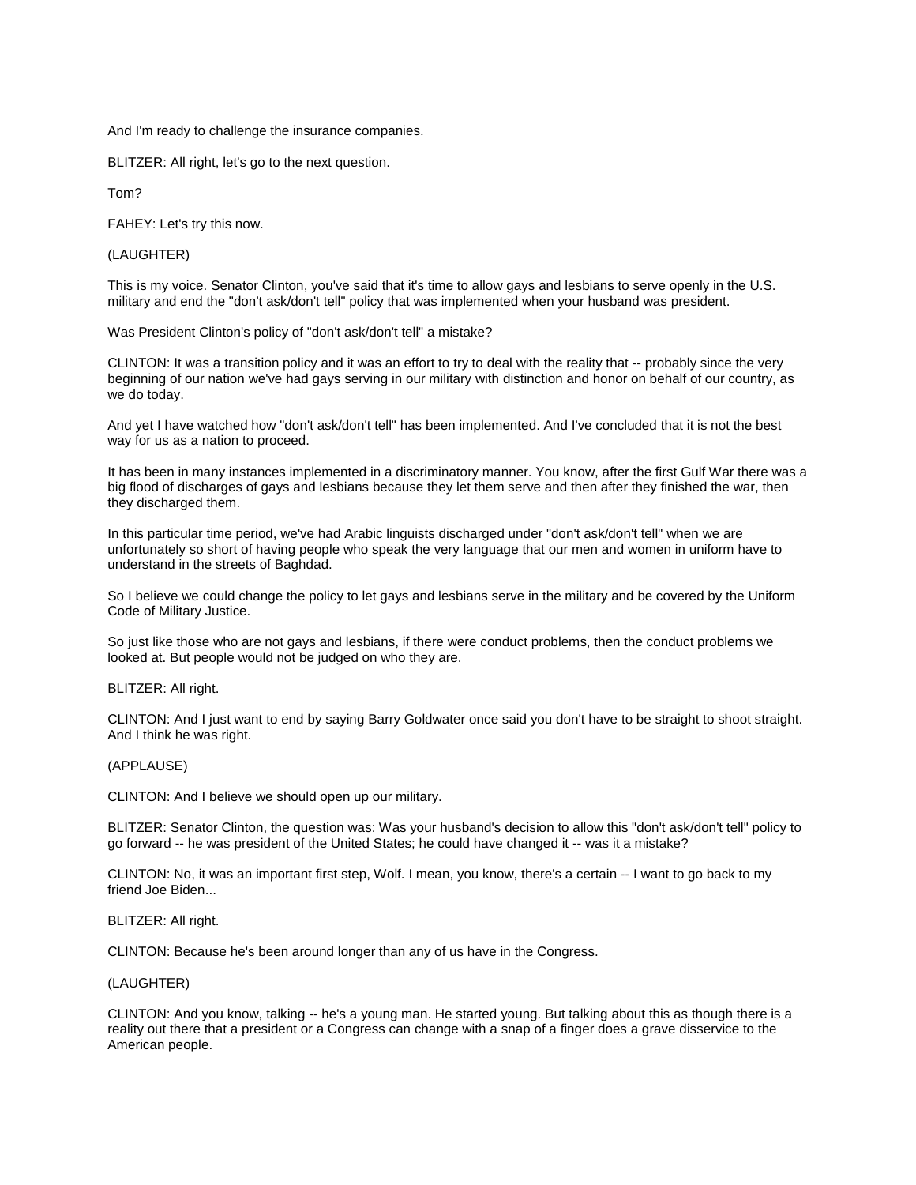And I'm ready to challenge the insurance companies.

BLITZER: All right, let's go to the next question.

Tom?

FAHEY: Let's try this now.

(LAUGHTER)

This is my voice. Senator Clinton, you've said that it's time to allow gays and lesbians to serve openly in the U.S. military and end the "don't ask/don't tell" policy that was implemented when your husband was president.

Was President Clinton's policy of "don't ask/don't tell" a mistake?

CLINTON: It was a transition policy and it was an effort to try to deal with the reality that -- probably since the very beginning of our nation we've had gays serving in our military with distinction and honor on behalf of our country, as we do today.

And yet I have watched how "don't ask/don't tell" has been implemented. And I've concluded that it is not the best way for us as a nation to proceed.

It has been in many instances implemented in a discriminatory manner. You know, after the first Gulf War there was a big flood of discharges of gays and lesbians because they let them serve and then after they finished the war, then they discharged them.

In this particular time period, we've had Arabic linguists discharged under "don't ask/don't tell" when we are unfortunately so short of having people who speak the very language that our men and women in uniform have to understand in the streets of Baghdad.

So I believe we could change the policy to let gays and lesbians serve in the military and be covered by the Uniform Code of Military Justice.

So just like those who are not gays and lesbians, if there were conduct problems, then the conduct problems we looked at. But people would not be judged on who they are.

BLITZER: All right.

CLINTON: And I just want to end by saying Barry Goldwater once said you don't have to be straight to shoot straight. And I think he was right.

(APPLAUSE)

CLINTON: And I believe we should open up our military.

BLITZER: Senator Clinton, the question was: Was your husband's decision to allow this "don't ask/don't tell" policy to go forward -- he was president of the United States; he could have changed it -- was it a mistake?

CLINTON: No, it was an important first step, Wolf. I mean, you know, there's a certain -- I want to go back to my friend Joe Biden...

BLITZER: All right.

CLINTON: Because he's been around longer than any of us have in the Congress.

(LAUGHTER)

CLINTON: And you know, talking -- he's a young man. He started young. But talking about this as though there is a reality out there that a president or a Congress can change with a snap of a finger does a grave disservice to the American people.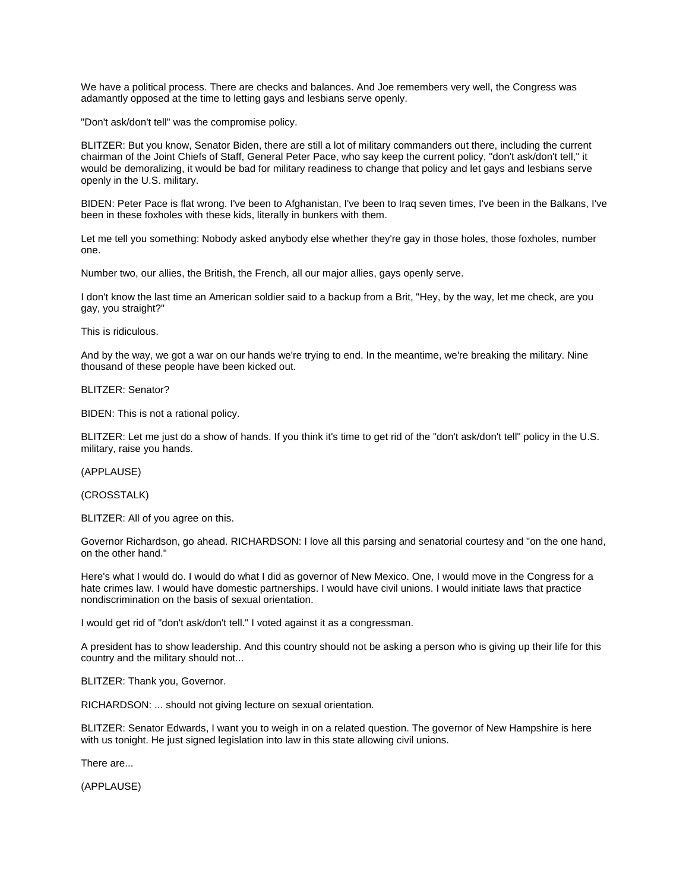We have a political process. There are checks and balances. And Joe remembers very well, the Congress was adamantly opposed at the time to letting gays and lesbians serve openly.

"Don't ask/don't tell" was the compromise policy.

BLITZER: But you know, Senator Biden, there are still a lot of military commanders out there, including the current chairman of the Joint Chiefs of Staff, General Peter Pace, who say keep the current policy, "don't ask/don't tell," it would be demoralizing, it would be bad for military readiness to change that policy and let gays and lesbians serve openly in the U.S. military.

BIDEN: Peter Pace is flat wrong. I've been to Afghanistan, I've been to Iraq seven times, I've been in the Balkans, I've been in these foxholes with these kids, literally in bunkers with them.

Let me tell you something: Nobody asked anybody else whether they're gay in those holes, those foxholes, number one.

Number two, our allies, the British, the French, all our major allies, gays openly serve.

I don't know the last time an American soldier said to a backup from a Brit, "Hey, by the way, let me check, are you gay, you straight?"

This is ridiculous.

And by the way, we got a war on our hands we're trying to end. In the meantime, we're breaking the military. Nine thousand of these people have been kicked out.

BLITZER: Senator?

BIDEN: This is not a rational policy.

BLITZER: Let me just do a show of hands. If you think it's time to get rid of the "don't ask/don't tell" policy in the U.S. military, raise you hands.

(APPLAUSE)

(CROSSTALK)

BLITZER: All of you agree on this.

Governor Richardson, go ahead. RICHARDSON: I love all this parsing and senatorial courtesy and "on the one hand, on the other hand."

Here's what I would do. I would do what I did as governor of New Mexico. One, I would move in the Congress for a hate crimes law. I would have domestic partnerships. I would have civil unions. I would initiate laws that practice nondiscrimination on the basis of sexual orientation.

I would get rid of "don't ask/don't tell." I voted against it as a congressman.

A president has to show leadership. And this country should not be asking a person who is giving up their life for this country and the military should not...

BLITZER: Thank you, Governor.

RICHARDSON: ... should not giving lecture on sexual orientation.

BLITZER: Senator Edwards, I want you to weigh in on a related question. The governor of New Hampshire is here with us tonight. He just signed legislation into law in this state allowing civil unions.

There are...

(APPLAUSE)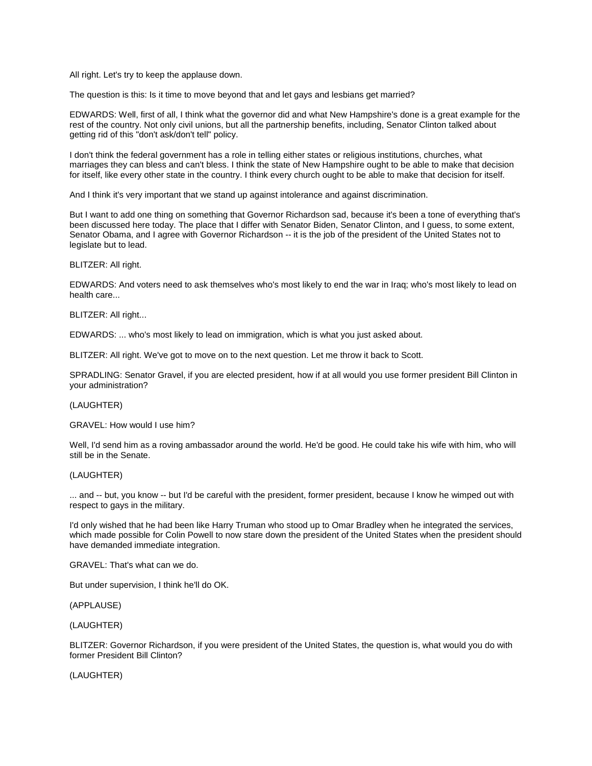All right. Let's try to keep the applause down.

The question is this: Is it time to move beyond that and let gays and lesbians get married?

EDWARDS: Well, first of all, I think what the governor did and what New Hampshire's done is a great example for the rest of the country. Not only civil unions, but all the partnership benefits, including, Senator Clinton talked about getting rid of this "don't ask/don't tell" policy.

I don't think the federal government has a role in telling either states or religious institutions, churches, what marriages they can bless and can't bless. I think the state of New Hampshire ought to be able to make that decision for itself, like every other state in the country. I think every church ought to be able to make that decision for itself.

And I think it's very important that we stand up against intolerance and against discrimination.

But I want to add one thing on something that Governor Richardson sad, because it's been a tone of everything that's been discussed here today. The place that I differ with Senator Biden, Senator Clinton, and I guess, to some extent, Senator Obama, and I agree with Governor Richardson -- it is the job of the president of the United States not to legislate but to lead.

BLITZER: All right.

EDWARDS: And voters need to ask themselves who's most likely to end the war in Iraq; who's most likely to lead on health care...

BLITZER: All right...

EDWARDS: ... who's most likely to lead on immigration, which is what you just asked about.

BLITZER: All right. We've got to move on to the next question. Let me throw it back to Scott.

SPRADLING: Senator Gravel, if you are elected president, how if at all would you use former president Bill Clinton in your administration?

(LAUGHTER)

GRAVEL: How would I use him?

Well, I'd send him as a roving ambassador around the world. He'd be good. He could take his wife with him, who will still be in the Senate.

(LAUGHTER)

... and -- but, you know -- but I'd be careful with the president, former president, because I know he wimped out with respect to gays in the military.

I'd only wished that he had been like Harry Truman who stood up to Omar Bradley when he integrated the services, which made possible for Colin Powell to now stare down the president of the United States when the president should have demanded immediate integration.

GRAVEL: That's what can we do.

But under supervision, I think he'll do OK.

(APPLAUSE)

(LAUGHTER)

BLITZER: Governor Richardson, if you were president of the United States, the question is, what would you do with former President Bill Clinton?

(LAUGHTER)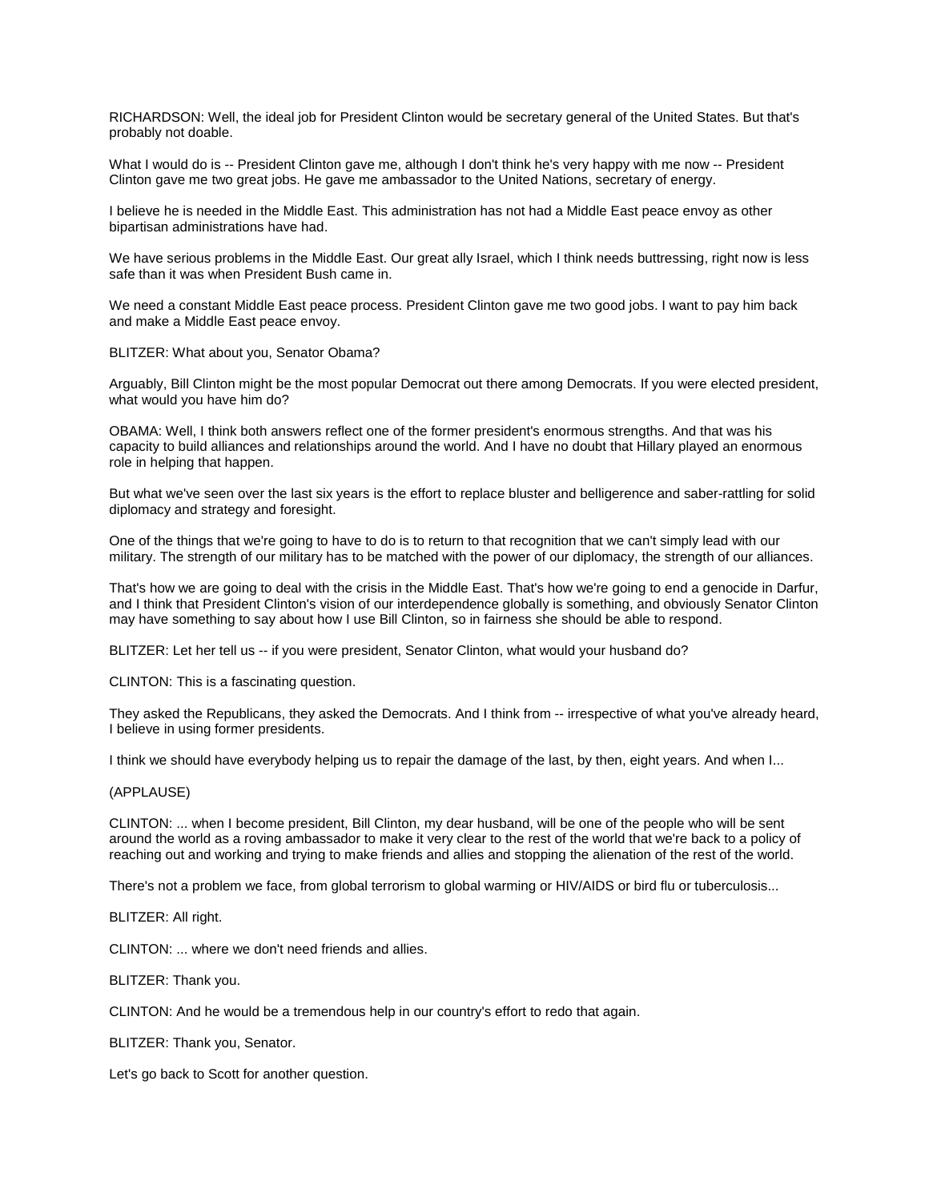RICHARDSON: Well, the ideal job for President Clinton would be secretary general of the United States. But that's probably not doable.

What I would do is -- President Clinton gave me, although I don't think he's very happy with me now -- President Clinton gave me two great jobs. He gave me ambassador to the United Nations, secretary of energy.

I believe he is needed in the Middle East. This administration has not had a Middle East peace envoy as other bipartisan administrations have had.

We have serious problems in the Middle East. Our great ally Israel, which I think needs buttressing, right now is less safe than it was when President Bush came in.

We need a constant Middle East peace process. President Clinton gave me two good jobs. I want to pay him back and make a Middle East peace envoy.

BLITZER: What about you, Senator Obama?

Arguably, Bill Clinton might be the most popular Democrat out there among Democrats. If you were elected president, what would you have him do?

OBAMA: Well, I think both answers reflect one of the former president's enormous strengths. And that was his capacity to build alliances and relationships around the world. And I have no doubt that Hillary played an enormous role in helping that happen.

But what we've seen over the last six years is the effort to replace bluster and belligerence and saber-rattling for solid diplomacy and strategy and foresight.

One of the things that we're going to have to do is to return to that recognition that we can't simply lead with our military. The strength of our military has to be matched with the power of our diplomacy, the strength of our alliances.

That's how we are going to deal with the crisis in the Middle East. That's how we're going to end a genocide in Darfur, and I think that President Clinton's vision of our interdependence globally is something, and obviously Senator Clinton may have something to say about how I use Bill Clinton, so in fairness she should be able to respond.

BLITZER: Let her tell us -- if you were president, Senator Clinton, what would your husband do?

CLINTON: This is a fascinating question.

They asked the Republicans, they asked the Democrats. And I think from -- irrespective of what you've already heard, I believe in using former presidents.

I think we should have everybody helping us to repair the damage of the last, by then, eight years. And when I...

(APPLAUSE)

CLINTON: ... when I become president, Bill Clinton, my dear husband, will be one of the people who will be sent around the world as a roving ambassador to make it very clear to the rest of the world that we're back to a policy of reaching out and working and trying to make friends and allies and stopping the alienation of the rest of the world.

There's not a problem we face, from global terrorism to global warming or HIV/AIDS or bird flu or tuberculosis...

BLITZER: All right.

CLINTON: ... where we don't need friends and allies.

BLITZER: Thank you.

CLINTON: And he would be a tremendous help in our country's effort to redo that again.

BLITZER: Thank you, Senator.

Let's go back to Scott for another question.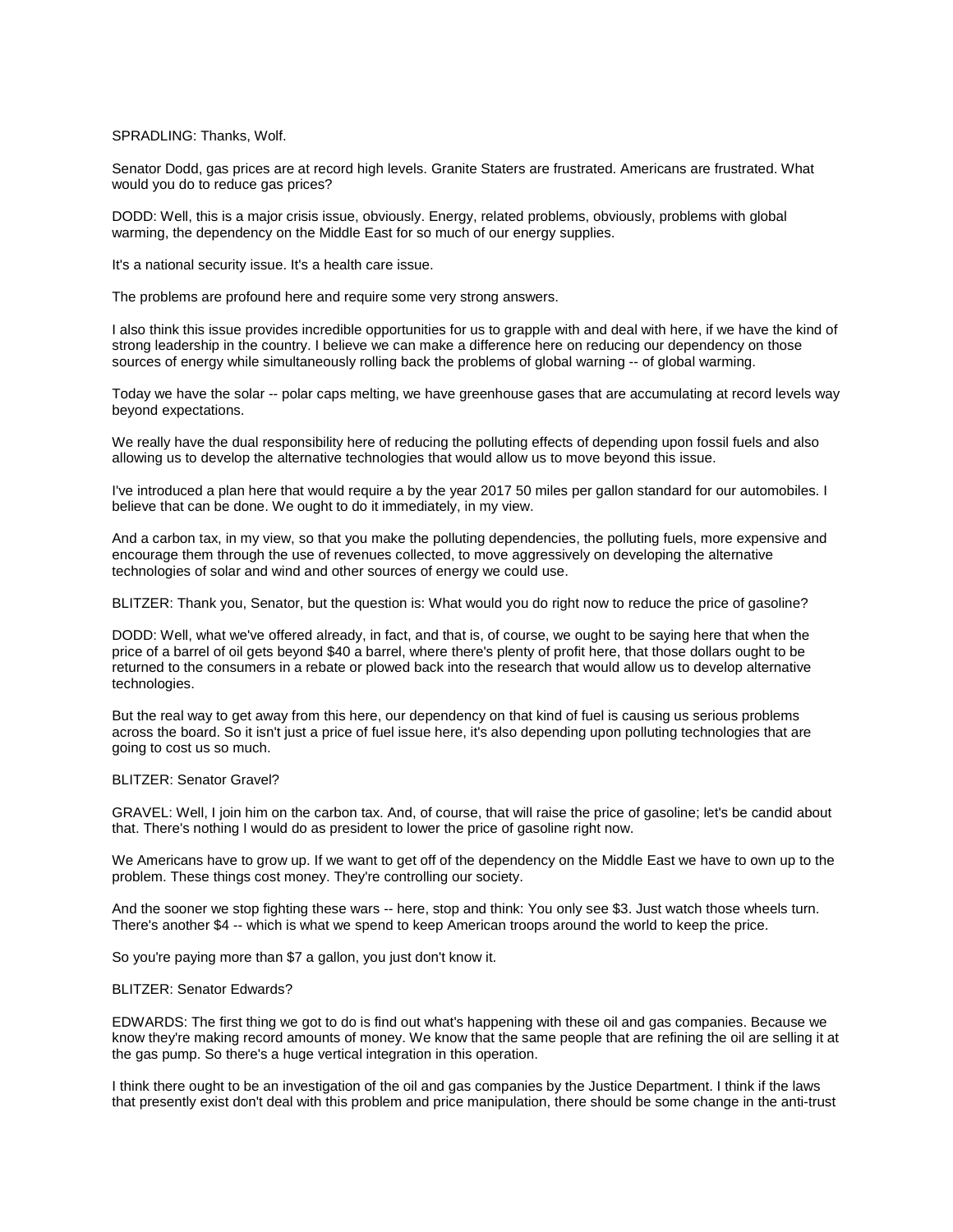SPRADLING: Thanks, Wolf.

Senator Dodd, gas prices are at record high levels. Granite Staters are frustrated. Americans are frustrated. What would you do to reduce gas prices?

DODD: Well, this is a major crisis issue, obviously. Energy, related problems, obviously, problems with global warming, the dependency on the Middle East for so much of our energy supplies.

It's a national security issue. It's a health care issue.

The problems are profound here and require some very strong answers.

I also think this issue provides incredible opportunities for us to grapple with and deal with here, if we have the kind of strong leadership in the country. I believe we can make a difference here on reducing our dependency on those sources of energy while simultaneously rolling back the problems of global warning -- of global warming.

Today we have the solar -- polar caps melting, we have greenhouse gases that are accumulating at record levels way beyond expectations.

We really have the dual responsibility here of reducing the polluting effects of depending upon fossil fuels and also allowing us to develop the alternative technologies that would allow us to move beyond this issue.

I've introduced a plan here that would require a by the year 2017 50 miles per gallon standard for our automobiles. I believe that can be done. We ought to do it immediately, in my view.

And a carbon tax, in my view, so that you make the polluting dependencies, the polluting fuels, more expensive and encourage them through the use of revenues collected, to move aggressively on developing the alternative technologies of solar and wind and other sources of energy we could use.

BLITZER: Thank you, Senator, but the question is: What would you do right now to reduce the price of gasoline?

DODD: Well, what we've offered already, in fact, and that is, of course, we ought to be saying here that when the price of a barrel of oil gets beyond $40 a barrel, where there's plenty of profit here, that those dollars ought to be returned to the consumers in a rebate or plowed back into the research that would allow us to develop alternative technologies.

But the real way to get away from this here, our dependency on that kind of fuel is causing us serious problems across the board. So it isn't just a price of fuel issue here, it's also depending upon polluting technologies that are going to cost us so much.

BLITZER: Senator Gravel?

GRAVEL: Well, I join him on the carbon tax. And, of course, that will raise the price of gasoline; let's be candid about that. There's nothing I would do as president to lower the price of gasoline right now.

We Americans have to grow up. If we want to get off of the dependency on the Middle East we have to own up to the problem. These things cost money. They're controlling our society.

And the sooner we stop fighting these wars -- here, stop and think: You only see $3. Just watch those wheels turn. There's another $4 -- which is what we spend to keep American troops around the world to keep the price.

So you're paying more than $7 a gallon, you just don't know it.

BLITZER: Senator Edwards?

EDWARDS: The first thing we got to do is find out what's happening with these oil and gas companies. Because we know they're making record amounts of money. We know that the same people that are refining the oil are selling it at the gas pump. So there's a huge vertical integration in this operation.

I think there ought to be an investigation of the oil and gas companies by the Justice Department. I think if the laws that presently exist don't deal with this problem and price manipulation, there should be some change in the anti-trust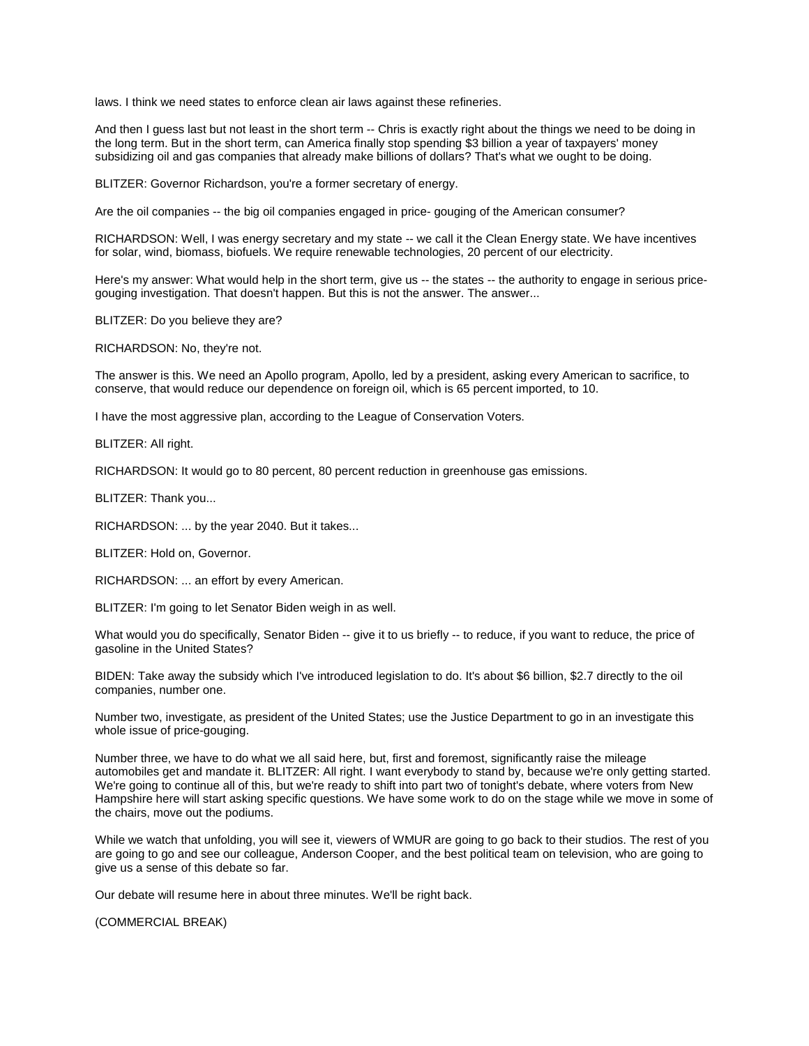laws. I think we need states to enforce clean air laws against these refineries.

And then I guess last but not least in the short term -- Chris is exactly right about the things we need to be doing in the long term. But in the short term, can America finally stop spending $3 billion a year of taxpayers' money subsidizing oil and gas companies that already make billions of dollars? That's what we ought to be doing.

BLITZER: Governor Richardson, you're a former secretary of energy.

Are the oil companies -- the big oil companies engaged in price- gouging of the American consumer?

RICHARDSON: Well, I was energy secretary and my state -- we call it the Clean Energy state. We have incentives for solar, wind, biomass, biofuels. We require renewable technologies, 20 percent of our electricity.

Here's my answer: What would help in the short term, give us -- the states -- the authority to engage in serious price-gouging investigation. That doesn't happen. But this is not the answer. The answer...

BLITZER: Do you believe they are?

RICHARDSON: No, they're not.

The answer is this. We need an Apollo program, Apollo, led by a president, asking every American to sacrifice, to conserve, that would reduce our dependence on foreign oil, which is 65 percent imported, to 10.

I have the most aggressive plan, according to the League of Conservation Voters.

BLITZER: All right.

RICHARDSON: It would go to 80 percent, 80 percent reduction in greenhouse gas emissions.

BLITZER: Thank you...

RICHARDSON: ... by the year 2040. But it takes...

BLITZER: Hold on, Governor.

RICHARDSON: ... an effort by every American.

BLITZER: I'm going to let Senator Biden weigh in as well.

What would you do specifically, Senator Biden -- give it to us briefly -- to reduce, if you want to reduce, the price of gasoline in the United States?

BIDEN: Take away the subsidy which I've introduced legislation to do. It's about $6 billion, $2.7 directly to the oil companies, number one.

Number two, investigate, as president of the United States; use the Justice Department to go in an investigate this whole issue of price-gouging.

Number three, we have to do what we all said here, but, first and foremost, significantly raise the mileage automobiles get and mandate it. BLITZER: All right. I want everybody to stand by, because we're only getting started. We're going to continue all of this, but we're ready to shift into part two of tonight's debate, where voters from New Hampshire here will start asking specific questions. We have some work to do on the stage while we move in some of the chairs, move out the podiums.

While we watch that unfolding, you will see it, viewers of WMUR are going to go back to their studios. The rest of you are going to go and see our colleague, Anderson Cooper, and the best political team on television, who are going to give us a sense of this debate so far.

Our debate will resume here in about three minutes. We'll be right back.

(COMMERCIAL BREAK)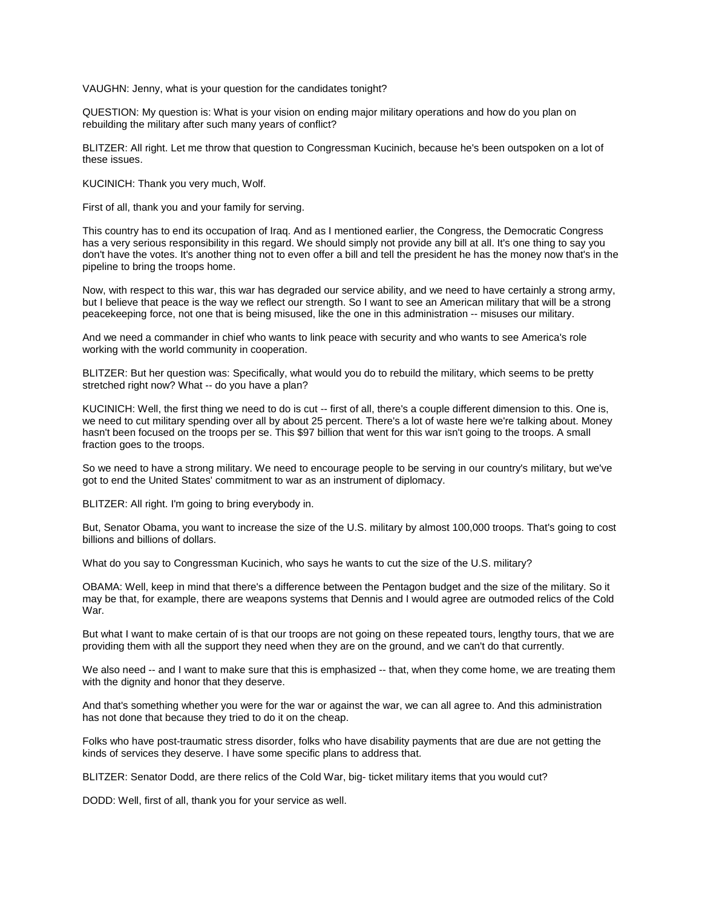VAUGHN: Jenny, what is your question for the candidates tonight?

QUESTION: My question is: What is your vision on ending major military operations and how do you plan on rebuilding the military after such many years of conflict?

BLITZER: All right. Let me throw that question to Congressman Kucinich, because he's been outspoken on a lot of these issues.

KUCINICH: Thank you very much, Wolf.

First of all, thank you and your family for serving.

This country has to end its occupation of Iraq. And as I mentioned earlier, the Congress, the Democratic Congress has a very serious responsibility in this regard. We should simply not provide any bill at all. It's one thing to say you don't have the votes. It's another thing not to even offer a bill and tell the president he has the money now that's in the pipeline to bring the troops home.

Now, with respect to this war, this war has degraded our service ability, and we need to have certainly a strong army, but I believe that peace is the way we reflect our strength. So I want to see an American military that will be a strong peacekeeping force, not one that is being misused, like the one in this administration -- misuses our military.

And we need a commander in chief who wants to link peace with security and who wants to see America's role working with the world community in cooperation.

BLITZER: But her question was: Specifically, what would you do to rebuild the military, which seems to be pretty stretched right now? What -- do you have a plan?

KUCINICH: Well, the first thing we need to do is cut -- first of all, there's a couple different dimension to this. One is, we need to cut military spending over all by about 25 percent. There's a lot of waste here we're talking about. Money hasn't been focused on the troops per se. This $97 billion that went for this war isn't going to the troops. A small fraction goes to the troops.

So we need to have a strong military. We need to encourage people to be serving in our country's military, but we've got to end the United States' commitment to war as an instrument of diplomacy.

BLITZER: All right. I'm going to bring everybody in.

But, Senator Obama, you want to increase the size of the U.S. military by almost 100,000 troops. That's going to cost billions and billions of dollars.

What do you say to Congressman Kucinich, who says he wants to cut the size of the U.S. military?

OBAMA: Well, keep in mind that there's a difference between the Pentagon budget and the size of the military. So it may be that, for example, there are weapons systems that Dennis and I would agree are outmoded relics of the Cold War.

But what I want to make certain of is that our troops are not going on these repeated tours, lengthy tours, that we are providing them with all the support they need when they are on the ground, and we can't do that currently.

We also need -- and I want to make sure that this is emphasized -- that, when they come home, we are treating them with the dignity and honor that they deserve.

And that's something whether you were for the war or against the war, we can all agree to. And this administration has not done that because they tried to do it on the cheap.

Folks who have post-traumatic stress disorder, folks who have disability payments that are due are not getting the kinds of services they deserve. I have some specific plans to address that.

BLITZER: Senator Dodd, are there relics of the Cold War, big- ticket military items that you would cut?

DODD: Well, first of all, thank you for your service as well.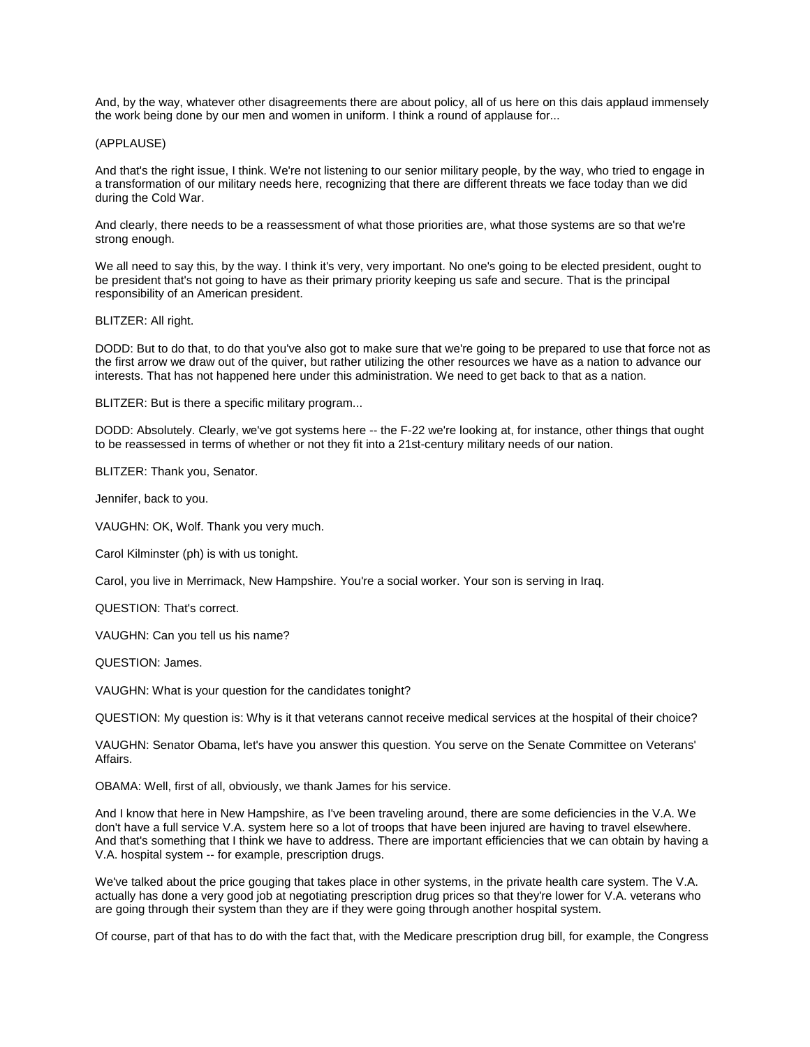And, by the way, whatever other disagreements there are about policy, all of us here on this dais applaud immensely the work being done by our men and women in uniform. I think a round of applause for...

(APPLAUSE)

And that's the right issue, I think. We're not listening to our senior military people, by the way, who tried to engage in a transformation of our military needs here, recognizing that there are different threats we face today than we did during the Cold War.

And clearly, there needs to be a reassessment of what those priorities are, what those systems are so that we're strong enough.

We all need to say this, by the way. I think it's very, very important. No one's going to be elected president, ought to be president that's not going to have as their primary priority keeping us safe and secure. That is the principal responsibility of an American president.

BLITZER: All right.

DODD: But to do that, to do that you've also got to make sure that we're going to be prepared to use that force not as the first arrow we draw out of the quiver, but rather utilizing the other resources we have as a nation to advance our interests. That has not happened here under this administration. We need to get back to that as a nation.

BLITZER: But is there a specific military program...

DODD: Absolutely. Clearly, we've got systems here -- the F-22 we're looking at, for instance, other things that ought to be reassessed in terms of whether or not they fit into a 21st-century military needs of our nation.

BLITZER: Thank you, Senator.

Jennifer, back to you.

VAUGHN: OK, Wolf. Thank you very much.

Carol Kilminster (ph) is with us tonight.

Carol, you live in Merrimack, New Hampshire. You're a social worker. Your son is serving in Iraq.

QUESTION: That's correct.

VAUGHN: Can you tell us his name?

QUESTION: James.

VAUGHN: What is your question for the candidates tonight?

QUESTION: My question is: Why is it that veterans cannot receive medical services at the hospital of their choice?

VAUGHN: Senator Obama, let's have you answer this question. You serve on the Senate Committee on Veterans' Affairs.

OBAMA: Well, first of all, obviously, we thank James for his service.

And I know that here in New Hampshire, as I've been traveling around, there are some deficiencies in the V.A. We don't have a full service V.A. system here so a lot of troops that have been injured are having to travel elsewhere. And that's something that I think we have to address. There are important efficiencies that we can obtain by having a V.A. hospital system -- for example, prescription drugs.

We've talked about the price gouging that takes place in other systems, in the private health care system. The V.A. actually has done a very good job at negotiating prescription drug prices so that they're lower for V.A. veterans who are going through their system than they are if they were going through another hospital system.

Of course, part of that has to do with the fact that, with the Medicare prescription drug bill, for example, the Congress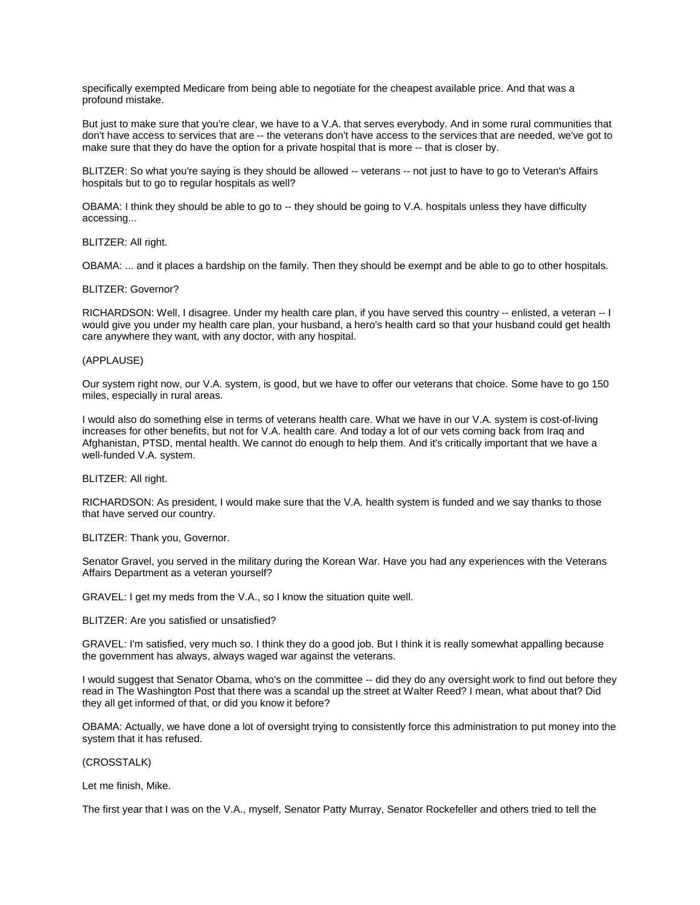specifically exempted Medicare from being able to negotiate for the cheapest available price. And that was a profound mistake.

But just to make sure that you're clear, we have to a V.A. that serves everybody. And in some rural communities that don't have access to services that are -- the veterans don't have access to the services that are needed, we've got to make sure that they do have the option for a private hospital that is more -- that is closer by.

BLITZER: So what you're saying is they should be allowed -- veterans -- not just to have to go to Veteran's Affairs hospitals but to go to regular hospitals as well?

OBAMA: I think they should be able to go to -- they should be going to V.A. hospitals unless they have difficulty accessing...

BLITZER: All right.

OBAMA: ... and it places a hardship on the family. Then they should be exempt and be able to go to other hospitals.

BLITZER: Governor?

RICHARDSON: Well, I disagree. Under my health care plan, if you have served this country -- enlisted, a veteran -- I would give you under my health care plan, your husband, a hero's health card so that your husband could get health care anywhere they want, with any doctor, with any hospital.

(APPLAUSE)

Our system right now, our V.A. system, is good, but we have to offer our veterans that choice. Some have to go 150 miles, especially in rural areas.

I would also do something else in terms of veterans health care. What we have in our V.A. system is cost-of-living increases for other benefits, but not for V.A. health care. And today a lot of our vets coming back from Iraq and Afghanistan, PTSD, mental health. We cannot do enough to help them. And it's critically important that we have a well-funded V.A. system.

BLITZER: All right.

RICHARDSON: As president, I would make sure that the V.A. health system is funded and we say thanks to those that have served our country.

BLITZER: Thank you, Governor.

Senator Gravel, you served in the military during the Korean War. Have you had any experiences with the Veterans Affairs Department as a veteran yourself?

GRAVEL: I get my meds from the V.A., so I know the situation quite well.

BLITZER: Are you satisfied or unsatisfied?

GRAVEL: I'm satisfied, very much so. I think they do a good job. But I think it is really somewhat appalling because the government has always, always waged war against the veterans.

I would suggest that Senator Obama, who's on the committee -- did they do any oversight work to find out before they read in The Washington Post that there was a scandal up the street at Walter Reed? I mean, what about that? Did they all get informed of that, or did you know it before?

OBAMA: Actually, we have done a lot of oversight trying to consistently force this administration to put money into the system that it has refused.

(CROSSTALK)

Let me finish, Mike.

The first year that I was on the V.A., myself, Senator Patty Murray, Senator Rockefeller and others tried to tell the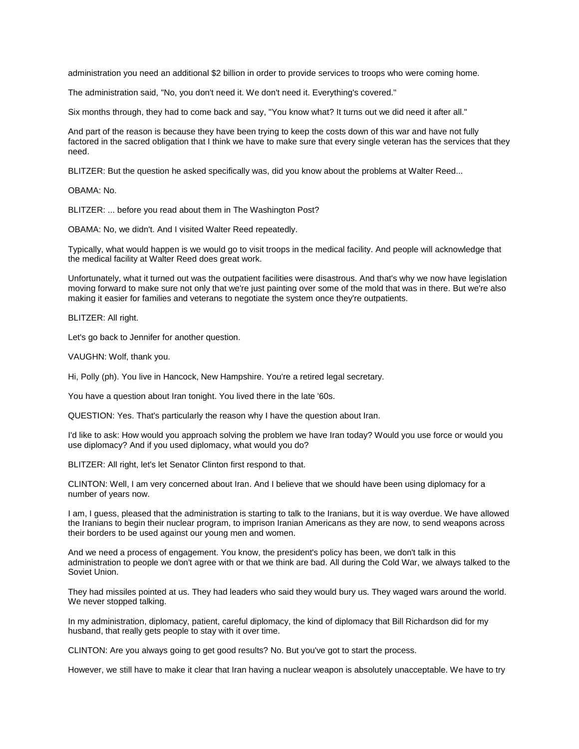administration you need an additional $2 billion in order to provide services to troops who were coming home.

The administration said, "No, you don't need it. We don't need it. Everything's covered."

Six months through, they had to come back and say, "You know what? It turns out we did need it after all."

And part of the reason is because they have been trying to keep the costs down of this war and have not fully factored in the sacred obligation that I think we have to make sure that every single veteran has the services that they need.

BLITZER: But the question he asked specifically was, did you know about the problems at Walter Reed...

OBAMA: No.

BLITZER: ... before you read about them in The Washington Post?

OBAMA: No, we didn't. And I visited Walter Reed repeatedly.

Typically, what would happen is we would go to visit troops in the medical facility. And people will acknowledge that the medical facility at Walter Reed does great work.

Unfortunately, what it turned out was the outpatient facilities were disastrous. And that's why we now have legislation moving forward to make sure not only that we're just painting over some of the mold that was in there. But we're also making it easier for families and veterans to negotiate the system once they're outpatients.

BLITZER: All right.

Let's go back to Jennifer for another question.

VAUGHN: Wolf, thank you.

Hi, Polly (ph). You live in Hancock, New Hampshire. You're a retired legal secretary.

You have a question about Iran tonight. You lived there in the late '60s.

QUESTION: Yes. That's particularly the reason why I have the question about Iran.

I'd like to ask: How would you approach solving the problem we have Iran today? Would you use force or would you use diplomacy? And if you used diplomacy, what would you do?

BLITZER: All right, let's let Senator Clinton first respond to that.

CLINTON: Well, I am very concerned about Iran. And I believe that we should have been using diplomacy for a number of years now.

I am, I guess, pleased that the administration is starting to talk to the Iranians, but it is way overdue. We have allowed the Iranians to begin their nuclear program, to imprison Iranian Americans as they are now, to send weapons across their borders to be used against our young men and women.

And we need a process of engagement. You know, the president's policy has been, we don't talk in this administration to people we don't agree with or that we think are bad. All during the Cold War, we always talked to the Soviet Union.

They had missiles pointed at us. They had leaders who said they would bury us. They waged wars around the world. We never stopped talking.

In my administration, diplomacy, patient, careful diplomacy, the kind of diplomacy that Bill Richardson did for my husband, that really gets people to stay with it over time.

CLINTON: Are you always going to get good results? No. But you've got to start the process.

However, we still have to make it clear that Iran having a nuclear weapon is absolutely unacceptable. We have to try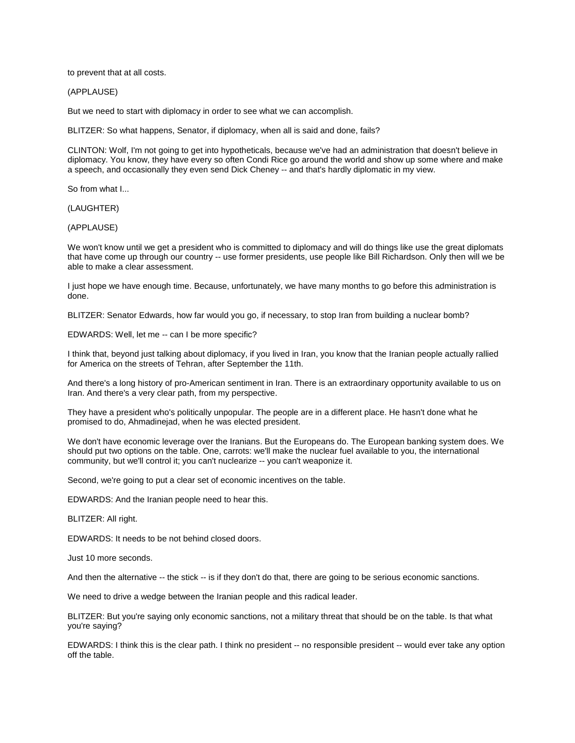to prevent that at all costs.

(APPLAUSE)

But we need to start with diplomacy in order to see what we can accomplish.

BLITZER: So what happens, Senator, if diplomacy, when all is said and done, fails?

CLINTON: Wolf, I'm not going to get into hypotheticals, because we've had an administration that doesn't believe in diplomacy. You know, they have every so often Condi Rice go around the world and show up some where and make a speech, and occasionally they even send Dick Cheney -- and that's hardly diplomatic in my view.

So from what I...

(LAUGHTER)

(APPLAUSE)

We won't know until we get a president who is committed to diplomacy and will do things like use the great diplomats that have come up through our country -- use former presidents, use people like Bill Richardson. Only then will we be able to make a clear assessment.

I just hope we have enough time. Because, unfortunately, we have many months to go before this administration is done.

BLITZER: Senator Edwards, how far would you go, if necessary, to stop Iran from building a nuclear bomb?

EDWARDS: Well, let me -- can I be more specific?

I think that, beyond just talking about diplomacy, if you lived in Iran, you know that the Iranian people actually rallied for America on the streets of Tehran, after September the 11th.

And there's a long history of pro-American sentiment in Iran. There is an extraordinary opportunity available to us on Iran. And there's a very clear path, from my perspective.

They have a president who's politically unpopular. The people are in a different place. He hasn't done what he promised to do, Ahmadinejad, when he was elected president.

We don't have economic leverage over the Iranians. But the Europeans do. The European banking system does. We should put two options on the table. One, carrots: we'll make the nuclear fuel available to you, the international community, but we'll control it; you can't nuclearize -- you can't weaponize it.

Second, we're going to put a clear set of economic incentives on the table.

EDWARDS: And the Iranian people need to hear this.

BLITZER: All right.

EDWARDS: It needs to be not behind closed doors.

Just 10 more seconds.

And then the alternative -- the stick -- is if they don't do that, there are going to be serious economic sanctions.

We need to drive a wedge between the Iranian people and this radical leader.

BLITZER: But you're saying only economic sanctions, not a military threat that should be on the table. Is that what you're saying?

EDWARDS: I think this is the clear path. I think no president -- no responsible president -- would ever take any option off the table.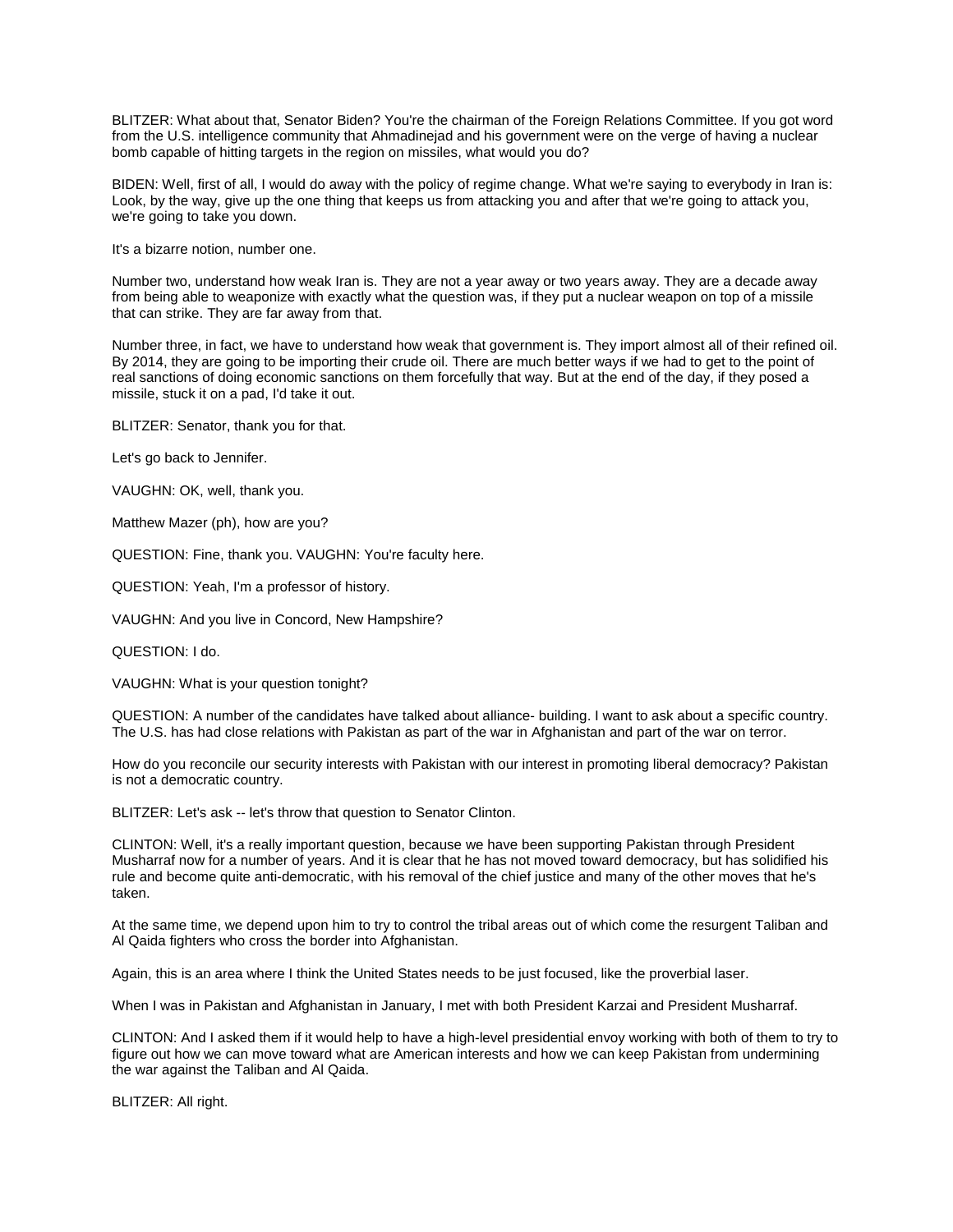BLITZER: What about that, Senator Biden? You're the chairman of the Foreign Relations Committee. If you got word from the U.S. intelligence community that Ahmadinejad and his government were on the verge of having a nuclear bomb capable of hitting targets in the region on missiles, what would you do?

BIDEN: Well, first of all, I would do away with the policy of regime change. What we're saying to everybody in Iran is: Look, by the way, give up the one thing that keeps us from attacking you and after that we're going to attack you, we're going to take you down.

It's a bizarre notion, number one.

Number two, understand how weak Iran is. They are not a year away or two years away. They are a decade away from being able to weaponize with exactly what the question was, if they put a nuclear weapon on top of a missile that can strike. They are far away from that.

Number three, in fact, we have to understand how weak that government is. They import almost all of their refined oil. By 2014, they are going to be importing their crude oil. There are much better ways if we had to get to the point of real sanctions of doing economic sanctions on them forcefully that way. But at the end of the day, if they posed a missile, stuck it on a pad, I'd take it out.

BLITZER: Senator, thank you for that.

Let's go back to Jennifer.

VAUGHN: OK, well, thank you.

Matthew Mazer (ph), how are you?

QUESTION: Fine, thank you. VAUGHN: You're faculty here.

QUESTION: Yeah, I'm a professor of history.

VAUGHN: And you live in Concord, New Hampshire?

QUESTION: I do.

VAUGHN: What is your question tonight?

QUESTION: A number of the candidates have talked about alliance- building. I want to ask about a specific country. The U.S. has had close relations with Pakistan as part of the war in Afghanistan and part of the war on terror.

How do you reconcile our security interests with Pakistan with our interest in promoting liberal democracy? Pakistan is not a democratic country.

BLITZER: Let's ask -- let's throw that question to Senator Clinton.

CLINTON: Well, it's a really important question, because we have been supporting Pakistan through President Musharraf now for a number of years. And it is clear that he has not moved toward democracy, but has solidified his rule and become quite anti-democratic, with his removal of the chief justice and many of the other moves that he's taken.

At the same time, we depend upon him to try to control the tribal areas out of which come the resurgent Taliban and Al Qaida fighters who cross the border into Afghanistan.

Again, this is an area where I think the United States needs to be just focused, like the proverbial laser.

When I was in Pakistan and Afghanistan in January, I met with both President Karzai and President Musharraf.

CLINTON: And I asked them if it would help to have a high-level presidential envoy working with both of them to try to figure out how we can move toward what are American interests and how we can keep Pakistan from undermining the war against the Taliban and Al Qaida.

BLITZER: All right.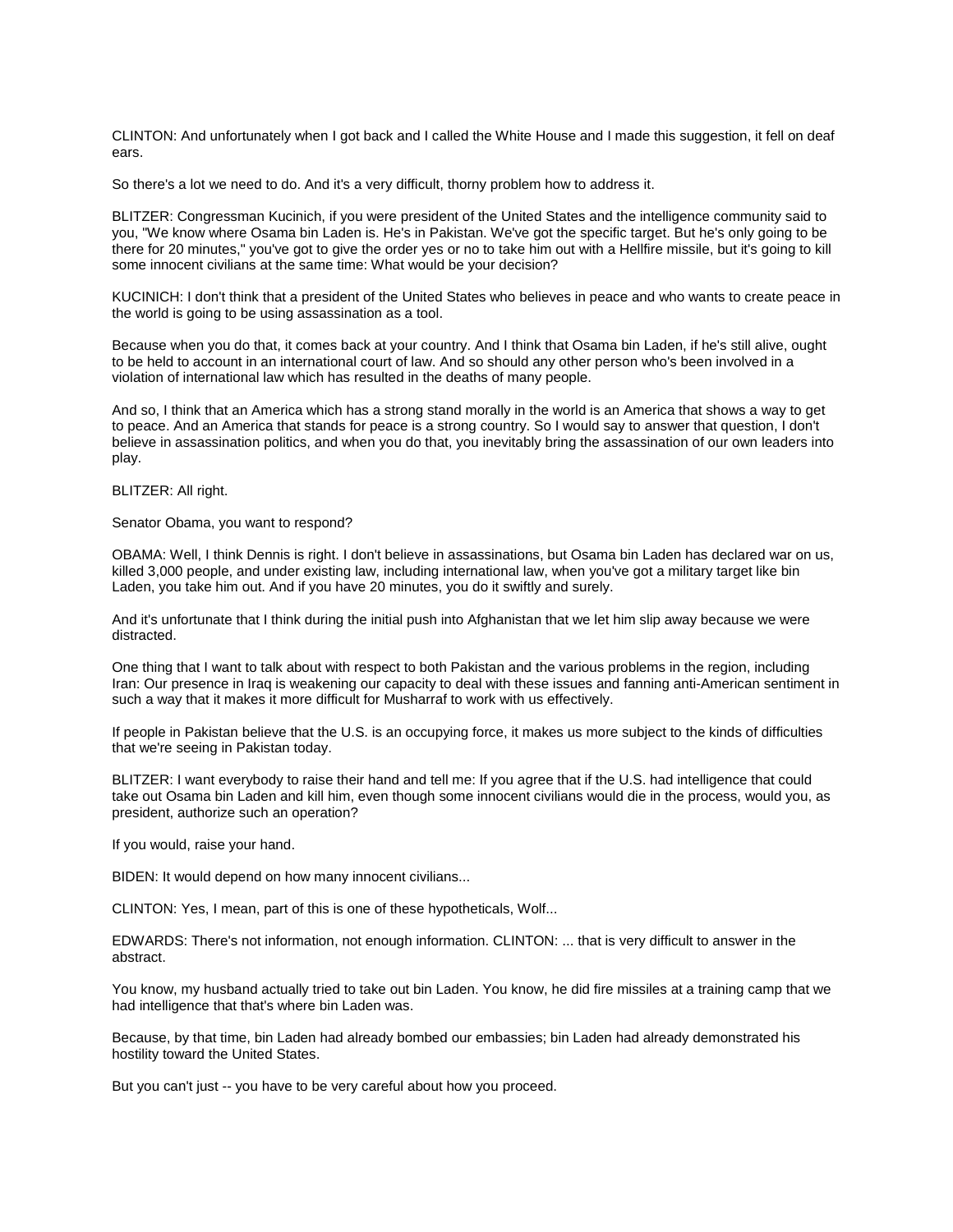CLINTON: And unfortunately when I got back and I called the White House and I made this suggestion, it fell on deaf ears.

So there's a lot we need to do. And it's a very difficult, thorny problem how to address it.

BLITZER: Congressman Kucinich, if you were president of the United States and the intelligence community said to you, "We know where Osama bin Laden is. He's in Pakistan. We've got the specific target. But he's only going to be there for 20 minutes," you've got to give the order yes or no to take him out with a Hellfire missile, but it's going to kill some innocent civilians at the same time: What would be your decision?

KUCINICH: I don't think that a president of the United States who believes in peace and who wants to create peace in the world is going to be using assassination as a tool.

Because when you do that, it comes back at your country. And I think that Osama bin Laden, if he's still alive, ought to be held to account in an international court of law. And so should any other person who's been involved in a violation of international law which has resulted in the deaths of many people.

And so, I think that an America which has a strong stand morally in the world is an America that shows a way to get to peace. And an America that stands for peace is a strong country. So I would say to answer that question, I don't believe in assassination politics, and when you do that, you inevitably bring the assassination of our own leaders into play.

BLITZER: All right.

Senator Obama, you want to respond?

OBAMA: Well, I think Dennis is right. I don't believe in assassinations, but Osama bin Laden has declared war on us, killed 3,000 people, and under existing law, including international law, when you've got a military target like bin Laden, you take him out. And if you have 20 minutes, you do it swiftly and surely.

And it's unfortunate that I think during the initial push into Afghanistan that we let him slip away because we were distracted.

One thing that I want to talk about with respect to both Pakistan and the various problems in the region, including Iran: Our presence in Iraq is weakening our capacity to deal with these issues and fanning anti-American sentiment in such a way that it makes it more difficult for Musharraf to work with us effectively.

If people in Pakistan believe that the U.S. is an occupying force, it makes us more subject to the kinds of difficulties that we're seeing in Pakistan today.

BLITZER: I want everybody to raise their hand and tell me: If you agree that if the U.S. had intelligence that could take out Osama bin Laden and kill him, even though some innocent civilians would die in the process, would you, as president, authorize such an operation?

If you would, raise your hand.

BIDEN: It would depend on how many innocent civilians...

CLINTON: Yes, I mean, part of this is one of these hypotheticals, Wolf...

EDWARDS: There's not information, not enough information. CLINTON: ... that is very difficult to answer in the abstract.

You know, my husband actually tried to take out bin Laden. You know, he did fire missiles at a training camp that we had intelligence that that's where bin Laden was.

Because, by that time, bin Laden had already bombed our embassies; bin Laden had already demonstrated his hostility toward the United States.

But you can't just -- you have to be very careful about how you proceed.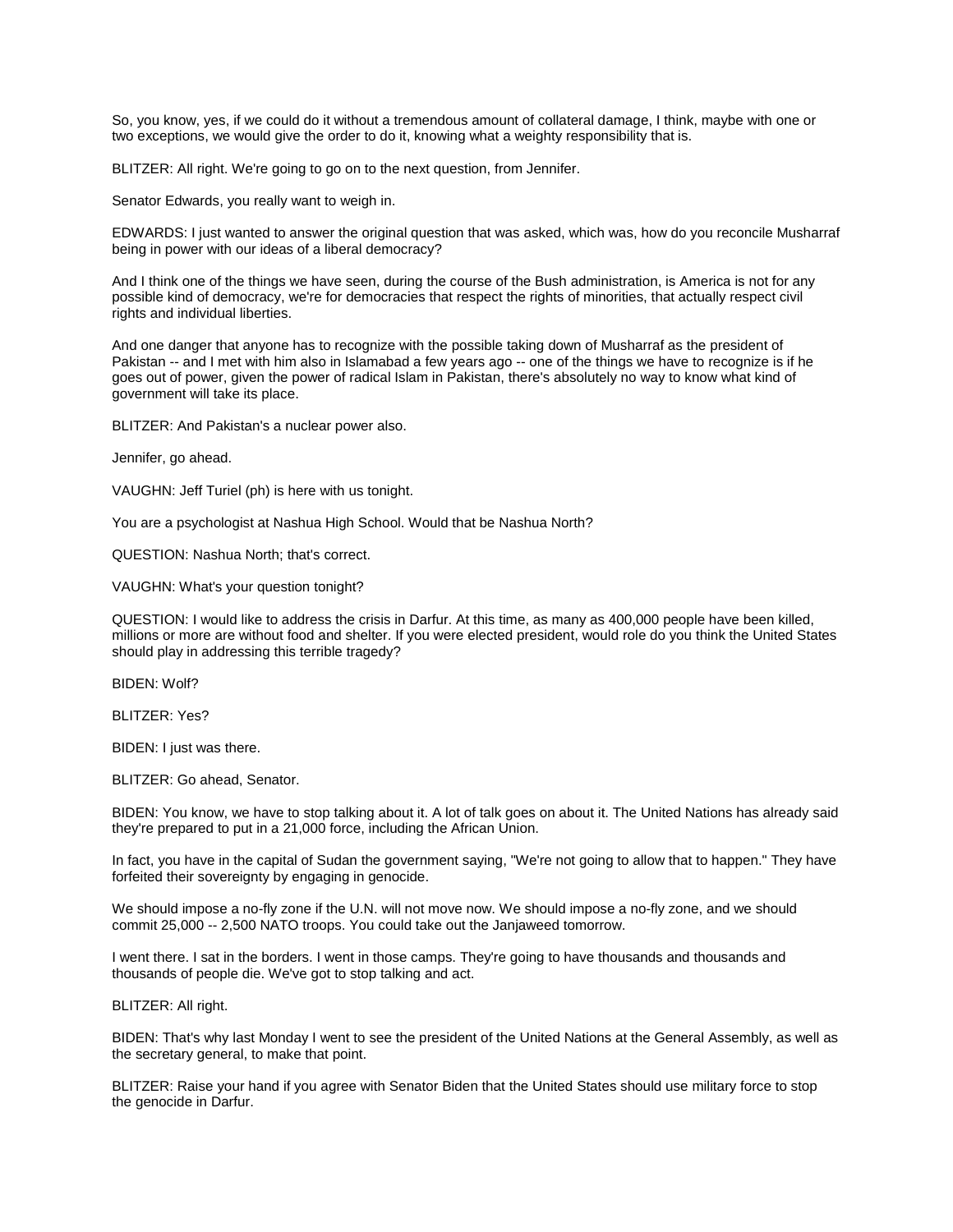So, you know, yes, if we could do it without a tremendous amount of collateral damage, I think, maybe with one or two exceptions, we would give the order to do it, knowing what a weighty responsibility that is.

BLITZER: All right. We're going to go on to the next question, from Jennifer.

Senator Edwards, you really want to weigh in.

EDWARDS: I just wanted to answer the original question that was asked, which was, how do you reconcile Musharraf being in power with our ideas of a liberal democracy?

And I think one of the things we have seen, during the course of the Bush administration, is America is not for any possible kind of democracy, we're for democracies that respect the rights of minorities, that actually respect civil rights and individual liberties.

And one danger that anyone has to recognize with the possible taking down of Musharraf as the president of Pakistan -- and I met with him also in Islamabad a few years ago -- one of the things we have to recognize is if he goes out of power, given the power of radical Islam in Pakistan, there's absolutely no way to know what kind of government will take its place.

BLITZER: And Pakistan's a nuclear power also.

Jennifer, go ahead.

VAUGHN: Jeff Turiel (ph) is here with us tonight.

You are a psychologist at Nashua High School. Would that be Nashua North?

QUESTION: Nashua North; that's correct.

VAUGHN: What's your question tonight?

QUESTION: I would like to address the crisis in Darfur. At this time, as many as 400,000 people have been killed, millions or more are without food and shelter. If you were elected president, would role do you think the United States should play in addressing this terrible tragedy?

BIDEN: Wolf?

BLITZER: Yes?

BIDEN: I just was there.

BLITZER: Go ahead, Senator.

BIDEN: You know, we have to stop talking about it. A lot of talk goes on about it. The United Nations has already said they're prepared to put in a 21,000 force, including the African Union.

In fact, you have in the capital of Sudan the government saying, "We're not going to allow that to happen." They have forfeited their sovereignty by engaging in genocide.

We should impose a no-fly zone if the U.N. will not move now. We should impose a no-fly zone, and we should commit 25,000 -- 2,500 NATO troops. You could take out the Janjaweed tomorrow.

I went there. I sat in the borders. I went in those camps. They're going to have thousands and thousands and thousands of people die. We've got to stop talking and act.

BLITZER: All right.

BIDEN: That's why last Monday I went to see the president of the United Nations at the General Assembly, as well as the secretary general, to make that point.

BLITZER: Raise your hand if you agree with Senator Biden that the United States should use military force to stop the genocide in Darfur.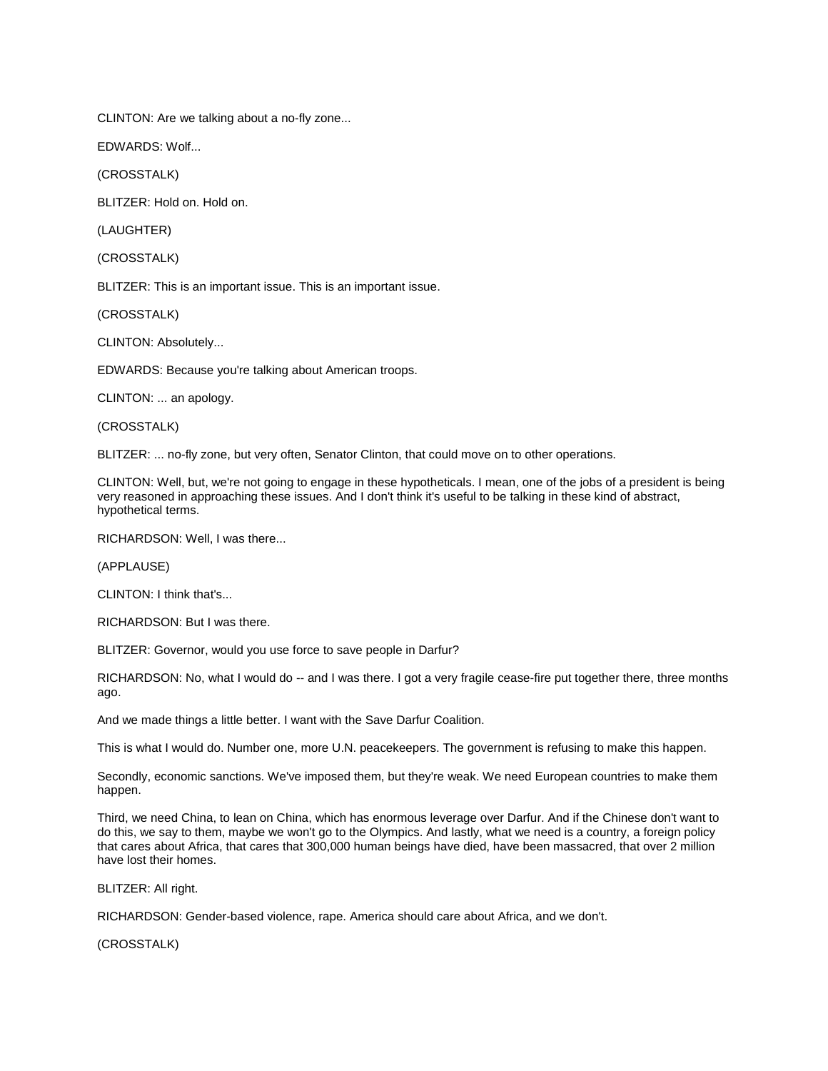CLINTON: Are we talking about a no-fly zone...

EDWARDS: Wolf...

(CROSSTALK)

BLITZER: Hold on. Hold on.

(LAUGHTER)

(CROSSTALK)

BLITZER: This is an important issue. This is an important issue.

(CROSSTALK)

CLINTON: Absolutely...

EDWARDS: Because you're talking about American troops.

CLINTON: ... an apology.

(CROSSTALK)

BLITZER: ... no-fly zone, but very often, Senator Clinton, that could move on to other operations.

CLINTON: Well, but, we're not going to engage in these hypotheticals. I mean, one of the jobs of a president is being very reasoned in approaching these issues. And I don't think it's useful to be talking in these kind of abstract, hypothetical terms.

RICHARDSON: Well, I was there...

(APPLAUSE)

CLINTON: I think that's...

RICHARDSON: But I was there.

BLITZER: Governor, would you use force to save people in Darfur?

RICHARDSON: No, what I would do -- and I was there. I got a very fragile cease-fire put together there, three months ago.

And we made things a little better. I want with the Save Darfur Coalition.

This is what I would do. Number one, more U.N. peacekeepers. The government is refusing to make this happen.

Secondly, economic sanctions. We've imposed them, but they're weak. We need European countries to make them happen.

Third, we need China, to lean on China, which has enormous leverage over Darfur. And if the Chinese don't want to do this, we say to them, maybe we won't go to the Olympics. And lastly, what we need is a country, a foreign policy that cares about Africa, that cares that 300,000 human beings have died, have been massacred, that over 2 million have lost their homes.

BLITZER: All right.

RICHARDSON: Gender-based violence, rape. America should care about Africa, and we don't.

(CROSSTALK)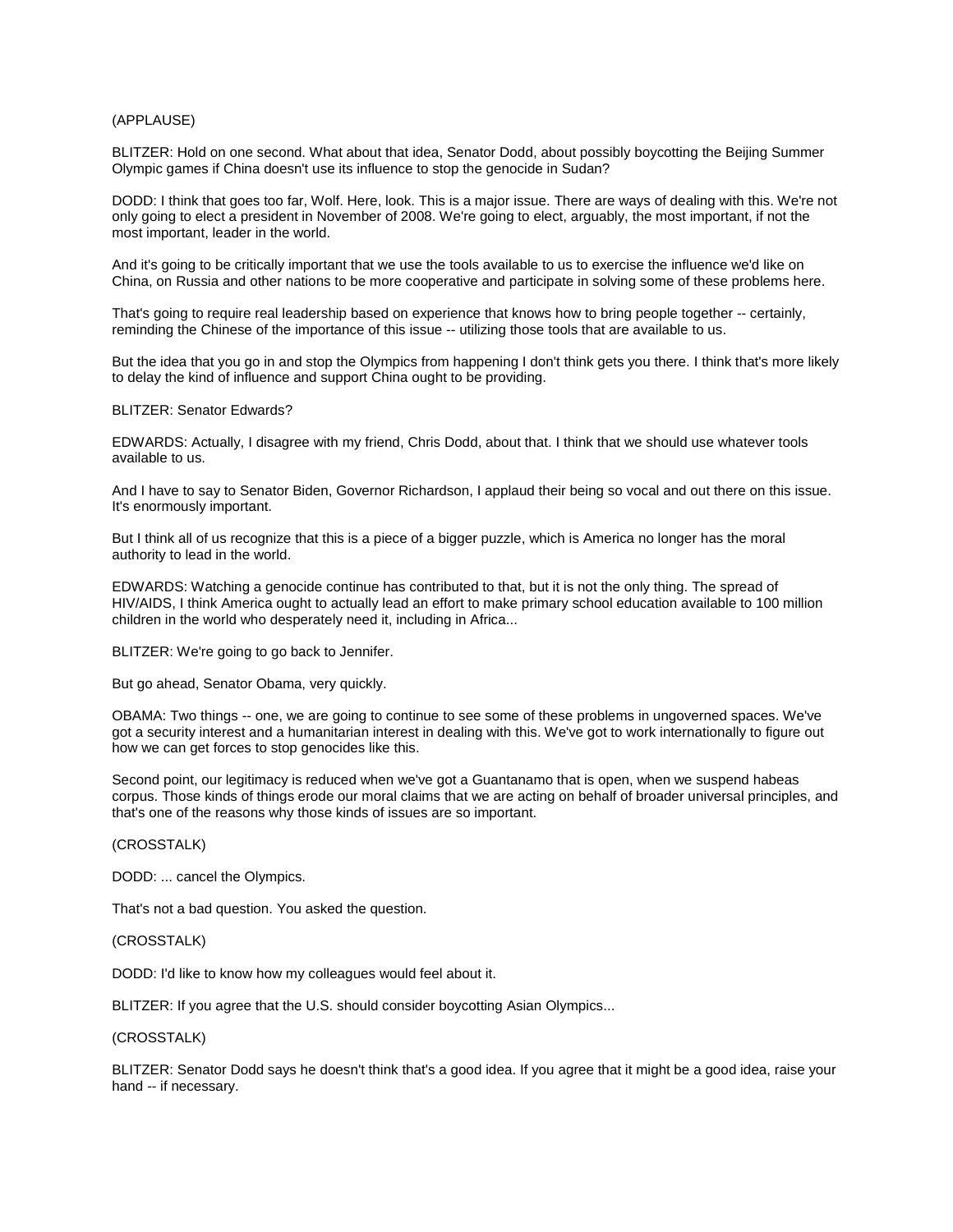(APPLAUSE)

BLITZER: Hold on one second. What about that idea, Senator Dodd, about possibly boycotting the Beijing Summer Olympic games if China doesn't use its influence to stop the genocide in Sudan?

DODD: I think that goes too far, Wolf. Here, look. This is a major issue. There are ways of dealing with this. We're not only going to elect a president in November of 2008. We're going to elect, arguably, the most important, if not the most important, leader in the world.

And it's going to be critically important that we use the tools available to us to exercise the influence we'd like on China, on Russia and other nations to be more cooperative and participate in solving some of these problems here.

That's going to require real leadership based on experience that knows how to bring people together -- certainly, reminding the Chinese of the importance of this issue -- utilizing those tools that are available to us.

But the idea that you go in and stop the Olympics from happening I don't think gets you there. I think that's more likely to delay the kind of influence and support China ought to be providing.

BLITZER: Senator Edwards?

EDWARDS: Actually, I disagree with my friend, Chris Dodd, about that. I think that we should use whatever tools available to us.

And I have to say to Senator Biden, Governor Richardson, I applaud their being so vocal and out there on this issue. It's enormously important.

But I think all of us recognize that this is a piece of a bigger puzzle, which is America no longer has the moral authority to lead in the world.

EDWARDS: Watching a genocide continue has contributed to that, but it is not the only thing. The spread of HIV/AIDS, I think America ought to actually lead an effort to make primary school education available to 100 million children in the world who desperately need it, including in Africa...

BLITZER: We're going to go back to Jennifer.

But go ahead, Senator Obama, very quickly.

OBAMA: Two things -- one, we are going to continue to see some of these problems in ungoverned spaces. We've got a security interest and a humanitarian interest in dealing with this. We've got to work internationally to figure out how we can get forces to stop genocides like this.

Second point, our legitimacy is reduced when we've got a Guantanamo that is open, when we suspend habeas corpus. Those kinds of things erode our moral claims that we are acting on behalf of broader universal principles, and that's one of the reasons why those kinds of issues are so important.

(CROSSTALK)

DODD: ... cancel the Olympics.

That's not a bad question. You asked the question.

(CROSSTALK)

DODD: I'd like to know how my colleagues would feel about it.

BLITZER: If you agree that the U.S. should consider boycotting Asian Olympics...

(CROSSTALK)

BLITZER: Senator Dodd says he doesn't think that's a good idea. If you agree that it might be a good idea, raise your hand -- if necessary.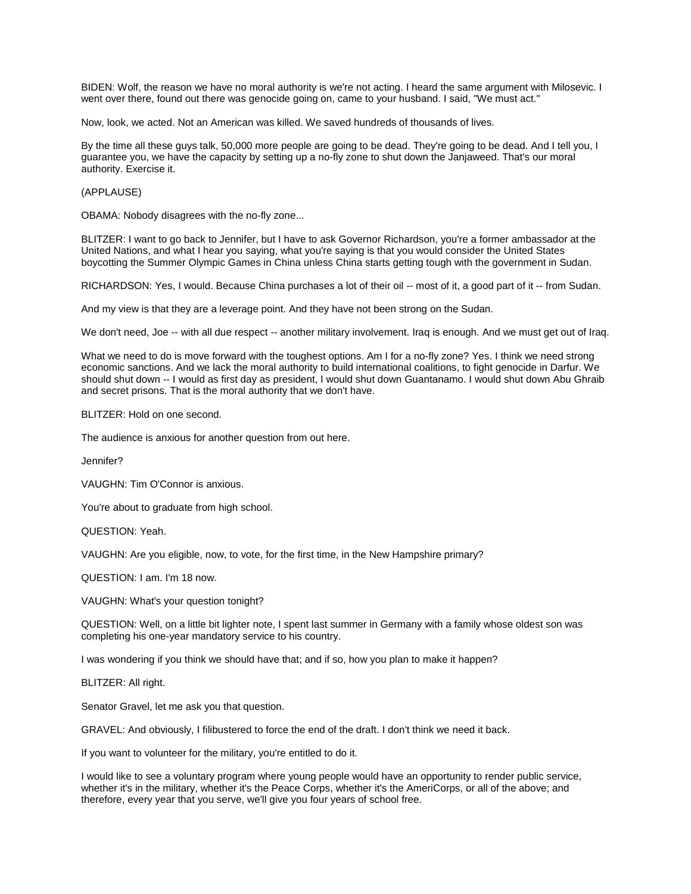BIDEN: Wolf, the reason we have no moral authority is we're not acting. I heard the same argument with Milosevic. I went over there, found out there was genocide going on, came to your husband. I said, "We must act."

Now, look, we acted. Not an American was killed. We saved hundreds of thousands of lives.

By the time all these guys talk, 50,000 more people are going to be dead. They're going to be dead. And I tell you, I guarantee you, we have the capacity by setting up a no-fly zone to shut down the Janjaweed. That's our moral authority. Exercise it.

(APPLAUSE)

OBAMA: Nobody disagrees with the no-fly zone...

BLITZER: I want to go back to Jennifer, but I have to ask Governor Richardson, you're a former ambassador at the United Nations, and what I hear you saying, what you're saying is that you would consider the United States boycotting the Summer Olympic Games in China unless China starts getting tough with the government in Sudan.

RICHARDSON: Yes, I would. Because China purchases a lot of their oil -- most of it, a good part of it -- from Sudan.

And my view is that they are a leverage point. And they have not been strong on the Sudan.

We don't need, Joe -- with all due respect -- another military involvement. Iraq is enough. And we must get out of Iraq.

What we need to do is move forward with the toughest options. Am I for a no-fly zone? Yes. I think we need strong economic sanctions. And we lack the moral authority to build international coalitions, to fight genocide in Darfur. We should shut down -- I would as first day as president, I would shut down Guantanamo. I would shut down Abu Ghraib and secret prisons. That is the moral authority that we don't have.

BLITZER: Hold on one second.

The audience is anxious for another question from out here.

Jennifer?

VAUGHN: Tim O'Connor is anxious.

You're about to graduate from high school.

QUESTION: Yeah.

VAUGHN: Are you eligible, now, to vote, for the first time, in the New Hampshire primary?

QUESTION: I am. I'm 18 now.

VAUGHN: What's your question tonight?

QUESTION: Well, on a little bit lighter note, I spent last summer in Germany with a family whose oldest son was completing his one-year mandatory service to his country.

I was wondering if you think we should have that; and if so, how you plan to make it happen?

BLITZER: All right.

Senator Gravel, let me ask you that question.

GRAVEL: And obviously, I filibustered to force the end of the draft. I don't think we need it back.

If you want to volunteer for the military, you're entitled to do it.

I would like to see a voluntary program where young people would have an opportunity to render public service, whether it's in the military, whether it's the Peace Corps, whether it's the AmeriCorps, or all of the above; and therefore, every year that you serve, we'll give you four years of school free.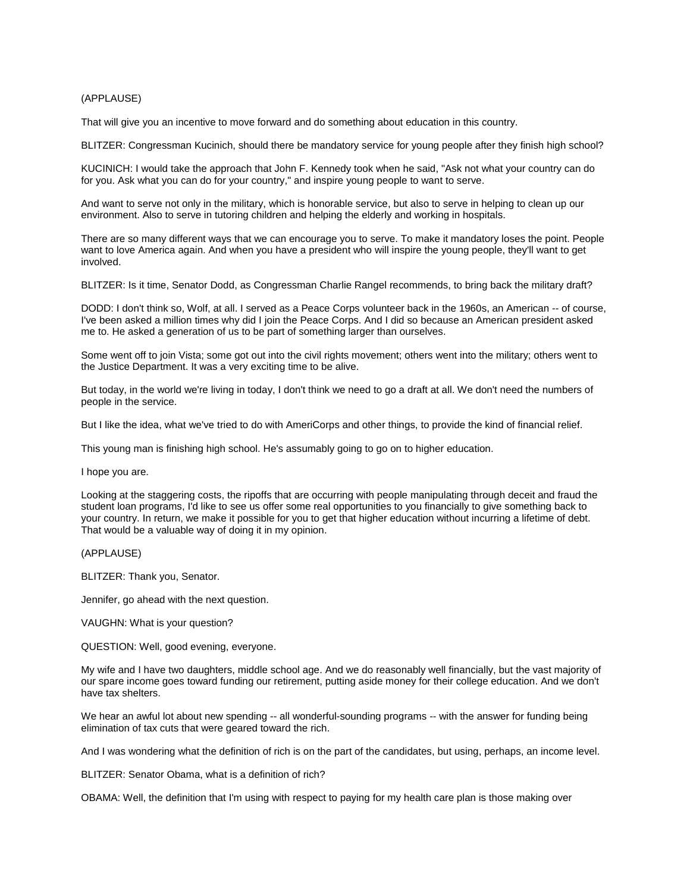(APPLAUSE)

That will give you an incentive to move forward and do something about education in this country.

BLITZER: Congressman Kucinich, should there be mandatory service for young people after they finish high school?

KUCINICH: I would take the approach that John F. Kennedy took when he said, "Ask not what your country can do for you. Ask what you can do for your country," and inspire young people to want to serve.

And want to serve not only in the military, which is honorable service, but also to serve in helping to clean up our environment. Also to serve in tutoring children and helping the elderly and working in hospitals.

There are so many different ways that we can encourage you to serve. To make it mandatory loses the point. People want to love America again. And when you have a president who will inspire the young people, they'll want to get involved.

BLITZER: Is it time, Senator Dodd, as Congressman Charlie Rangel recommends, to bring back the military draft?

DODD: I don't think so, Wolf, at all. I served as a Peace Corps volunteer back in the 1960s, an American -- of course, I've been asked a million times why did I join the Peace Corps. And I did so because an American president asked me to. He asked a generation of us to be part of something larger than ourselves.

Some went off to join Vista; some got out into the civil rights movement; others went into the military; others went to the Justice Department. It was a very exciting time to be alive.

But today, in the world we're living in today, I don't think we need to go a draft at all. We don't need the numbers of people in the service.

But I like the idea, what we've tried to do with AmeriCorps and other things, to provide the kind of financial relief.

This young man is finishing high school. He's assumably going to go on to higher education.

I hope you are.

Looking at the staggering costs, the ripoffs that are occurring with people manipulating through deceit and fraud the student loan programs, I'd like to see us offer some real opportunities to you financially to give something back to your country. In return, we make it possible for you to get that higher education without incurring a lifetime of debt. That would be a valuable way of doing it in my opinion.

(APPLAUSE)

BLITZER: Thank you, Senator.

Jennifer, go ahead with the next question.

VAUGHN: What is your question?

QUESTION: Well, good evening, everyone.

My wife and I have two daughters, middle school age. And we do reasonably well financially, but the vast majority of our spare income goes toward funding our retirement, putting aside money for their college education. And we don't have tax shelters.

We hear an awful lot about new spending -- all wonderful-sounding programs -- with the answer for funding being elimination of tax cuts that were geared toward the rich.

And I was wondering what the definition of rich is on the part of the candidates, but using, perhaps, an income level.

BLITZER: Senator Obama, what is a definition of rich?

OBAMA: Well, the definition that I'm using with respect to paying for my health care plan is those making over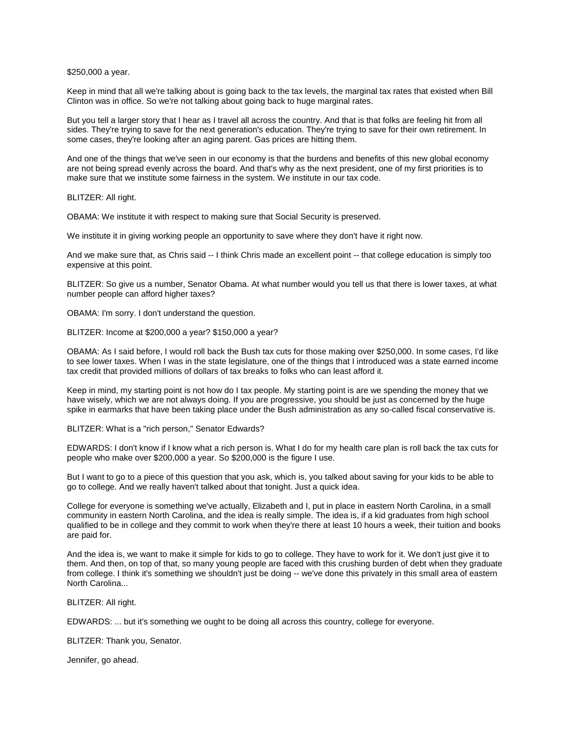$250,000 a year.

Keep in mind that all we're talking about is going back to the tax levels, the marginal tax rates that existed when Bill Clinton was in office. So we're not talking about going back to huge marginal rates.

But you tell a larger story that I hear as I travel all across the country. And that is that folks are feeling hit from all sides. They're trying to save for the next generation's education. They're trying to save for their own retirement. In some cases, they're looking after an aging parent. Gas prices are hitting them.

And one of the things that we've seen in our economy is that the burdens and benefits of this new global economy are not being spread evenly across the board. And that's why as the next president, one of my first priorities is to make sure that we institute some fairness in the system. We institute in our tax code.

BLITZER: All right.

OBAMA: We institute it with respect to making sure that Social Security is preserved.

We institute it in giving working people an opportunity to save where they don't have it right now.

And we make sure that, as Chris said -- I think Chris made an excellent point -- that college education is simply too expensive at this point.

BLITZER: So give us a number, Senator Obama. At what number would you tell us that there is lower taxes, at what number people can afford higher taxes?

OBAMA: I'm sorry. I don't understand the question.

BLITZER: Income at $200,000 a year? $150,000 a year?

OBAMA: As I said before, I would roll back the Bush tax cuts for those making over $250,000. In some cases, I'd like to see lower taxes. When I was in the state legislature, one of the things that I introduced was a state earned income tax credit that provided millions of dollars of tax breaks to folks who can least afford it.

Keep in mind, my starting point is not how do I tax people. My starting point is are we spending the money that we have wisely, which we are not always doing. If you are progressive, you should be just as concerned by the huge spike in earmarks that have been taking place under the Bush administration as any so-called fiscal conservative is.

BLITZER: What is a "rich person," Senator Edwards?

EDWARDS: I don't know if I know what a rich person is. What I do for my health care plan is roll back the tax cuts for people who make over $200,000 a year. So $200,000 is the figure I use.

But I want to go to a piece of this question that you ask, which is, you talked about saving for your kids to be able to go to college. And we really haven't talked about that tonight. Just a quick idea.

College for everyone is something we've actually, Elizabeth and I, put in place in eastern North Carolina, in a small community in eastern North Carolina, and the idea is really simple. The idea is, if a kid graduates from high school qualified to be in college and they commit to work when they're there at least 10 hours a week, their tuition and books are paid for.

And the idea is, we want to make it simple for kids to go to college. They have to work for it. We don't just give it to them. And then, on top of that, so many young people are faced with this crushing burden of debt when they graduate from college. I think it's something we shouldn't just be doing -- we've done this privately in this small area of eastern North Carolina...

BLITZER: All right.

EDWARDS: ... but it's something we ought to be doing all across this country, college for everyone.

BLITZER: Thank you, Senator.

Jennifer, go ahead.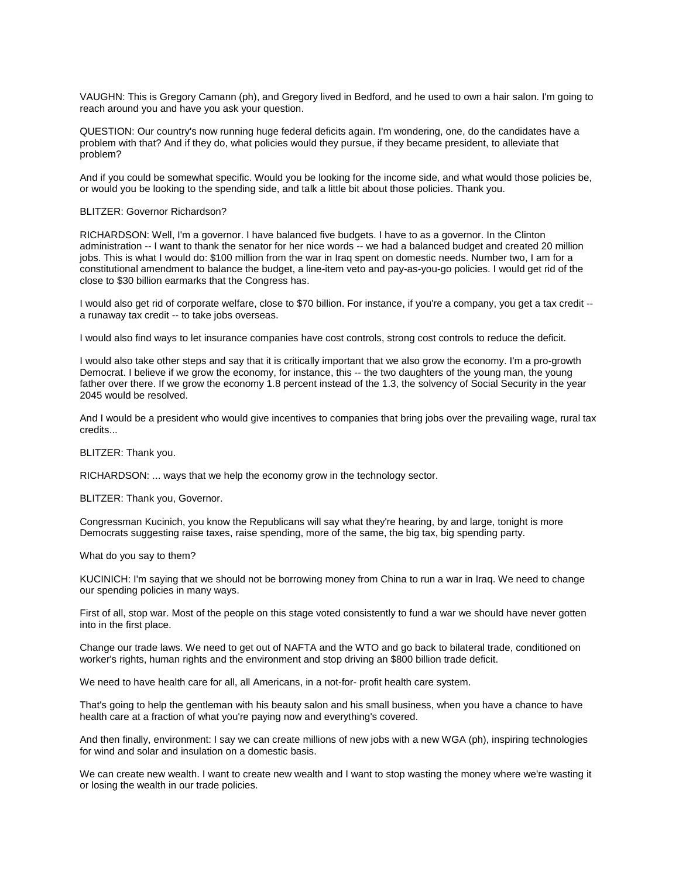VAUGHN: This is Gregory Camann (ph), and Gregory lived in Bedford, and he used to own a hair salon. I'm going to reach around you and have you ask your question.

QUESTION: Our country's now running huge federal deficits again. I'm wondering, one, do the candidates have a problem with that? And if they do, what policies would they pursue, if they became president, to alleviate that problem?

And if you could be somewhat specific. Would you be looking for the income side, and what would those policies be, or would you be looking to the spending side, and talk a little bit about those policies. Thank you.

BLITZER: Governor Richardson?

RICHARDSON: Well, I'm a governor. I have balanced five budgets. I have to as a governor. In the Clinton administration -- I want to thank the senator for her nice words -- we had a balanced budget and created 20 million jobs. This is what I would do: $100 million from the war in Iraq spent on domestic needs. Number two, I am for a constitutional amendment to balance the budget, a line-item veto and pay-as-you-go policies. I would get rid of the close to $30 billion earmarks that the Congress has.

I would also get rid of corporate welfare, close to $70 billion. For instance, if you're a company, you get a tax credit -- a runaway tax credit -- to take jobs overseas.

I would also find ways to let insurance companies have cost controls, strong cost controls to reduce the deficit.

I would also take other steps and say that it is critically important that we also grow the economy. I'm a pro-growth Democrat. I believe if we grow the economy, for instance, this -- the two daughters of the young man, the young father over there. If we grow the economy 1.8 percent instead of the 1.3, the solvency of Social Security in the year 2045 would be resolved.

And I would be a president who would give incentives to companies that bring jobs over the prevailing wage, rural tax credits...

BLITZER: Thank you.

RICHARDSON: ... ways that we help the economy grow in the technology sector.

BLITZER: Thank you, Governor.

Congressman Kucinich, you know the Republicans will say what they're hearing, by and large, tonight is more Democrats suggesting raise taxes, raise spending, more of the same, the big tax, big spending party.

What do you say to them?

KUCINICH: I'm saying that we should not be borrowing money from China to run a war in Iraq. We need to change our spending policies in many ways.

First of all, stop war. Most of the people on this stage voted consistently to fund a war we should have never gotten into in the first place.

Change our trade laws. We need to get out of NAFTA and the WTO and go back to bilateral trade, conditioned on worker's rights, human rights and the environment and stop driving an $800 billion trade deficit.

We need to have health care for all, all Americans, in a not-for- profit health care system.

That's going to help the gentleman with his beauty salon and his small business, when you have a chance to have health care at a fraction of what you're paying now and everything's covered.

And then finally, environment: I say we can create millions of new jobs with a new WGA (ph), inspiring technologies for wind and solar and insulation on a domestic basis.

We can create new wealth. I want to create new wealth and I want to stop wasting the money where we're wasting it or losing the wealth in our trade policies.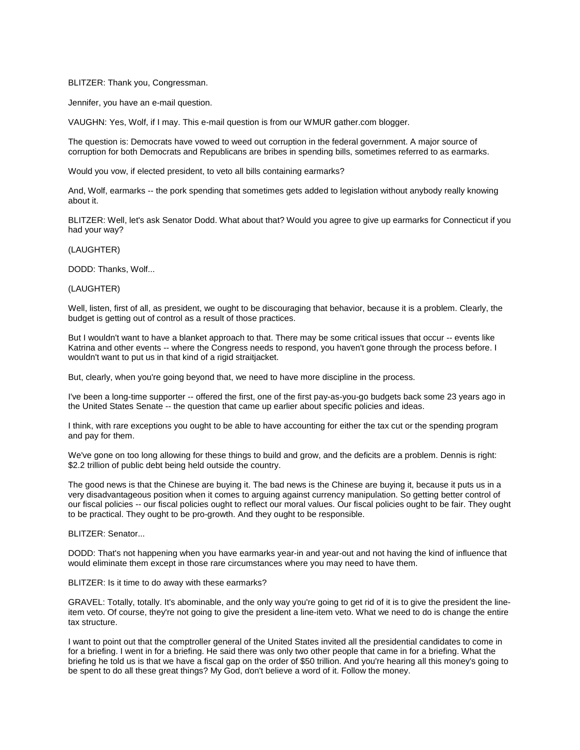BLITZER: Thank you, Congressman.

Jennifer, you have an e-mail question.

VAUGHN: Yes, Wolf, if I may. This e-mail question is from our WMUR gather.com blogger.

The question is: Democrats have vowed to weed out corruption in the federal government. A major source of corruption for both Democrats and Republicans are bribes in spending bills, sometimes referred to as earmarks.

Would you vow, if elected president, to veto all bills containing earmarks?

And, Wolf, earmarks -- the pork spending that sometimes gets added to legislation without anybody really knowing about it.

BLITZER: Well, let's ask Senator Dodd. What about that? Would you agree to give up earmarks for Connecticut if you had your way?

(LAUGHTER)

DODD: Thanks, Wolf...

(LAUGHTER)

Well, listen, first of all, as president, we ought to be discouraging that behavior, because it is a problem. Clearly, the budget is getting out of control as a result of those practices.

But I wouldn't want to have a blanket approach to that. There may be some critical issues that occur -- events like Katrina and other events -- where the Congress needs to respond, you haven't gone through the process before. I wouldn't want to put us in that kind of a rigid straitjacket.

But, clearly, when you're going beyond that, we need to have more discipline in the process.

I've been a long-time supporter -- offered the first, one of the first pay-as-you-go budgets back some 23 years ago in the United States Senate -- the question that came up earlier about specific policies and ideas.

I think, with rare exceptions you ought to be able to have accounting for either the tax cut or the spending program and pay for them.

We've gone on too long allowing for these things to build and grow, and the deficits are a problem. Dennis is right: $2.2 trillion of public debt being held outside the country.

The good news is that the Chinese are buying it. The bad news is the Chinese are buying it, because it puts us in a very disadvantageous position when it comes to arguing against currency manipulation. So getting better control of our fiscal policies -- our fiscal policies ought to reflect our moral values. Our fiscal policies ought to be fair. They ought to be practical. They ought to be pro-growth. And they ought to be responsible.

BLITZER: Senator...

DODD: That's not happening when you have earmarks year-in and year-out and not having the kind of influence that would eliminate them except in those rare circumstances where you may need to have them.

BLITZER: Is it time to do away with these earmarks?

GRAVEL: Totally, totally. It's abominable, and the only way you're going to get rid of it is to give the president the line-item veto. Of course, they're not going to give the president a line-item veto. What we need to do is change the entire tax structure.

I want to point out that the comptroller general of the United States invited all the presidential candidates to come in for a briefing. I went in for a briefing. He said there was only two other people that came in for a briefing. What the briefing he told us is that we have a fiscal gap on the order of $50 trillion. And you're hearing all this money's going to be spent to do all these great things? My God, don't believe a word of it. Follow the money.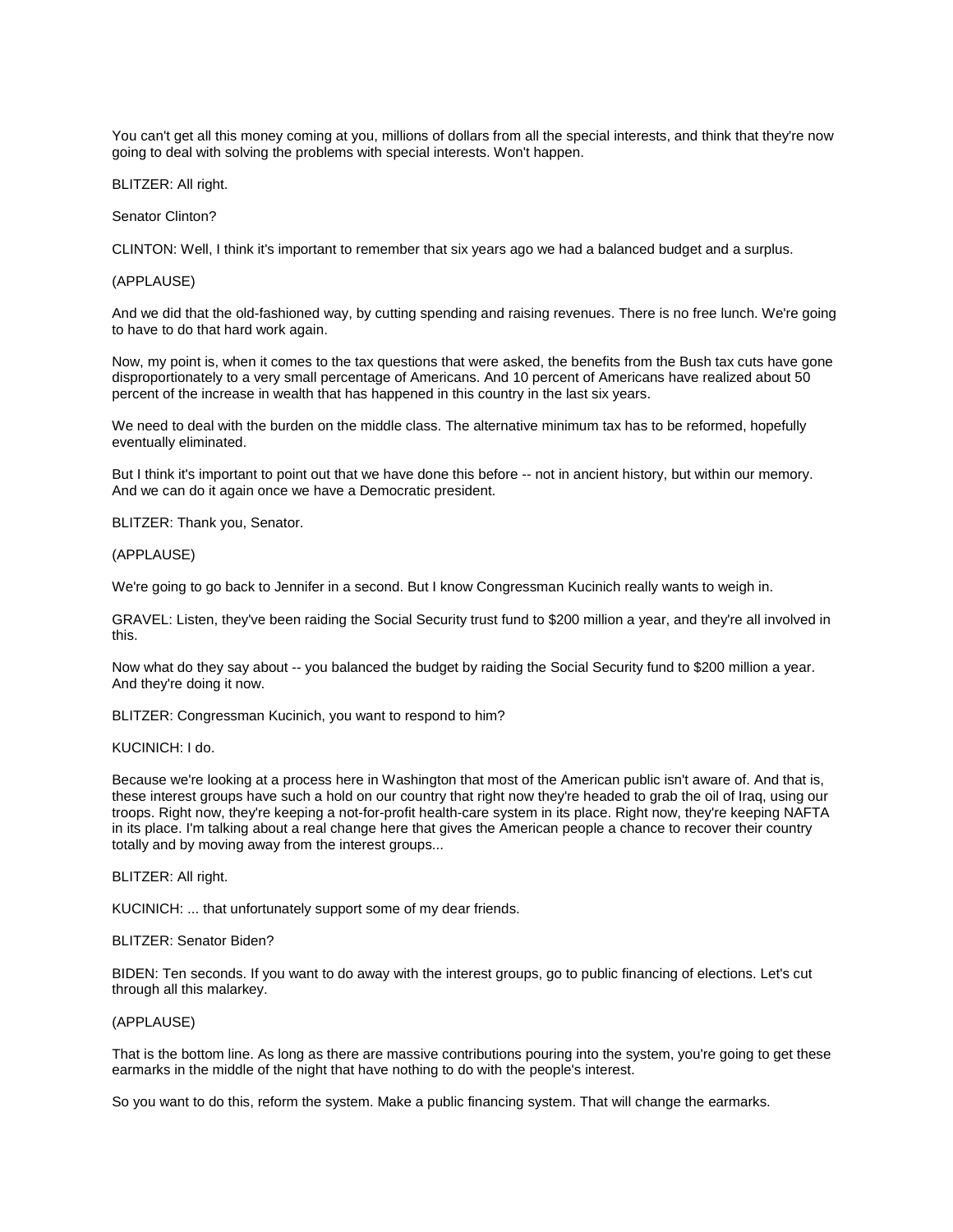You can't get all this money coming at you, millions of dollars from all the special interests, and think that they're now going to deal with solving the problems with special interests. Won't happen.

BLITZER: All right.

Senator Clinton?

CLINTON: Well, I think it's important to remember that six years ago we had a balanced budget and a surplus.

(APPLAUSE)

And we did that the old-fashioned way, by cutting spending and raising revenues. There is no free lunch. We're going to have to do that hard work again.

Now, my point is, when it comes to the tax questions that were asked, the benefits from the Bush tax cuts have gone disproportionately to a very small percentage of Americans. And 10 percent of Americans have realized about 50 percent of the increase in wealth that has happened in this country in the last six years.

We need to deal with the burden on the middle class. The alternative minimum tax has to be reformed, hopefully eventually eliminated.

But I think it's important to point out that we have done this before -- not in ancient history, but within our memory. And we can do it again once we have a Democratic president.

BLITZER: Thank you, Senator.

(APPLAUSE)

We're going to go back to Jennifer in a second. But I know Congressman Kucinich really wants to weigh in.

GRAVEL: Listen, they've been raiding the Social Security trust fund to $200 million a year, and they're all involved in this.

Now what do they say about -- you balanced the budget by raiding the Social Security fund to $200 million a year. And they're doing it now.

BLITZER: Congressman Kucinich, you want to respond to him?

KUCINICH: I do.

Because we're looking at a process here in Washington that most of the American public isn't aware of. And that is, these interest groups have such a hold on our country that right now they're headed to grab the oil of Iraq, using our troops. Right now, they're keeping a not-for-profit health-care system in its place. Right now, they're keeping NAFTA in its place. I'm talking about a real change here that gives the American people a chance to recover their country totally and by moving away from the interest groups...

BLITZER: All right.

KUCINICH: ... that unfortunately support some of my dear friends.

BLITZER: Senator Biden?

BIDEN: Ten seconds. If you want to do away with the interest groups, go to public financing of elections. Let's cut through all this malarkey.

(APPLAUSE)

That is the bottom line. As long as there are massive contributions pouring into the system, you're going to get these earmarks in the middle of the night that have nothing to do with the people's interest.

So you want to do this, reform the system. Make a public financing system. That will change the earmarks.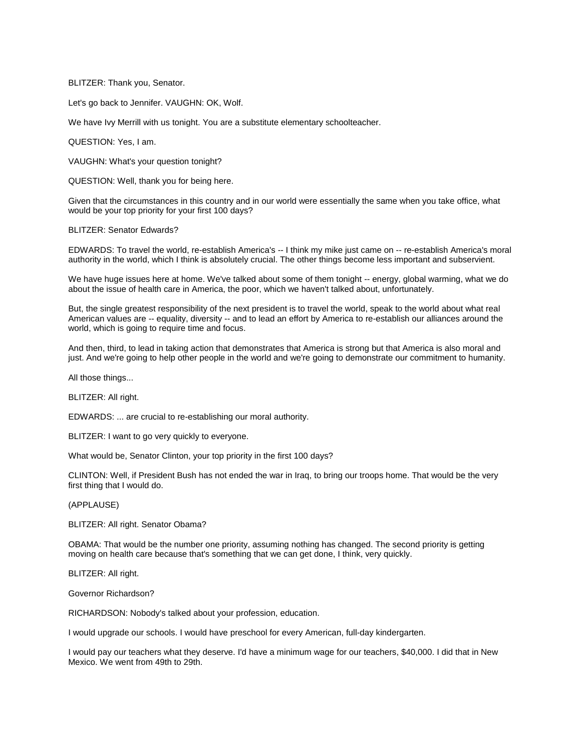BLITZER: Thank you, Senator.

Let's go back to Jennifer. VAUGHN: OK, Wolf.

We have Ivy Merrill with us tonight. You are a substitute elementary schoolteacher.

QUESTION: Yes, I am.

VAUGHN: What's your question tonight?

QUESTION: Well, thank you for being here.

Given that the circumstances in this country and in our world were essentially the same when you take office, what would be your top priority for your first 100 days?

BLITZER: Senator Edwards?

EDWARDS: To travel the world, re-establish America's -- I think my mike just came on -- re-establish America's moral authority in the world, which I think is absolutely crucial. The other things become less important and subservient.

We have huge issues here at home. We've talked about some of them tonight -- energy, global warming, what we do about the issue of health care in America, the poor, which we haven't talked about, unfortunately.

But, the single greatest responsibility of the next president is to travel the world, speak to the world about what real American values are -- equality, diversity -- and to lead an effort by America to re-establish our alliances around the world, which is going to require time and focus.

And then, third, to lead in taking action that demonstrates that America is strong but that America is also moral and just. And we're going to help other people in the world and we're going to demonstrate our commitment to humanity.

All those things...

BLITZER: All right.

EDWARDS: ... are crucial to re-establishing our moral authority.

BLITZER: I want to go very quickly to everyone.

What would be, Senator Clinton, your top priority in the first 100 days?

CLINTON: Well, if President Bush has not ended the war in Iraq, to bring our troops home. That would be the very first thing that I would do.

(APPLAUSE)

BLITZER: All right. Senator Obama?

OBAMA: That would be the number one priority, assuming nothing has changed. The second priority is getting moving on health care because that's something that we can get done, I think, very quickly.

BLITZER: All right.

Governor Richardson?

RICHARDSON: Nobody's talked about your profession, education.

I would upgrade our schools. I would have preschool for every American, full-day kindergarten.

I would pay our teachers what they deserve. I'd have a minimum wage for our teachers, $40,000. I did that in New Mexico. We went from 49th to 29th.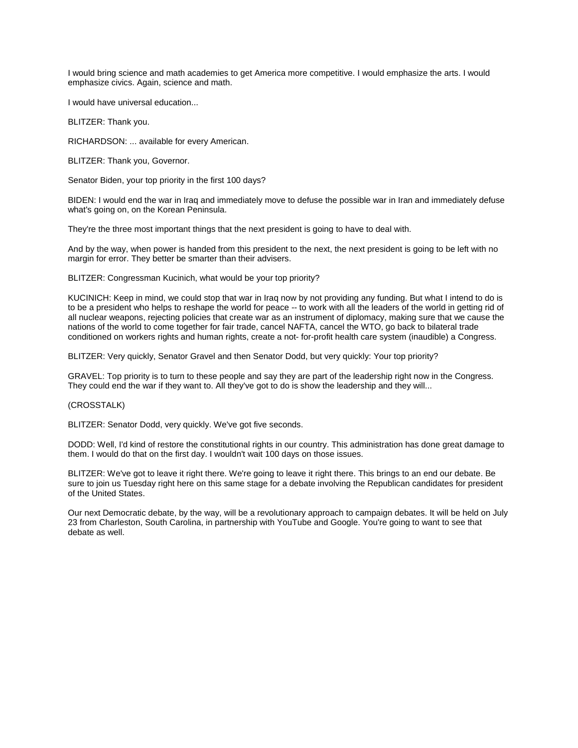I would bring science and math academies to get America more competitive. I would emphasize the arts. I would emphasize civics. Again, science and math.

I would have universal education...

BLITZER: Thank you.

RICHARDSON: ... available for every American.

BLITZER: Thank you, Governor.

Senator Biden, your top priority in the first 100 days?

BIDEN: I would end the war in Iraq and immediately move to defuse the possible war in Iran and immediately defuse what's going on, on the Korean Peninsula.

They're the three most important things that the next president is going to have to deal with.

And by the way, when power is handed from this president to the next, the next president is going to be left with no margin for error. They better be smarter than their advisers.

BLITZER: Congressman Kucinich, what would be your top priority?

KUCINICH: Keep in mind, we could stop that war in Iraq now by not providing any funding. But what I intend to do is to be a president who helps to reshape the world for peace -- to work with all the leaders of the world in getting rid of all nuclear weapons, rejecting policies that create war as an instrument of diplomacy, making sure that we cause the nations of the world to come together for fair trade, cancel NAFTA, cancel the WTO, go back to bilateral trade conditioned on workers rights and human rights, create a not- for-profit health care system (inaudible) a Congress.

BLITZER: Very quickly, Senator Gravel and then Senator Dodd, but very quickly: Your top priority?

GRAVEL: Top priority is to turn to these people and say they are part of the leadership right now in the Congress. They could end the war if they want to. All they've got to do is show the leadership and they will...

(CROSSTALK)

BLITZER: Senator Dodd, very quickly. We've got five seconds.

DODD: Well, I'd kind of restore the constitutional rights in our country. This administration has done great damage to them. I would do that on the first day. I wouldn't wait 100 days on those issues.

BLITZER: We've got to leave it right there. We're going to leave it right there. This brings to an end our debate. Be sure to join us Tuesday right here on this same stage for a debate involving the Republican candidates for president of the United States.

Our next Democratic debate, by the way, will be a revolutionary approach to campaign debates. It will be held on July 23 from Charleston, South Carolina, in partnership with YouTube and Google. You're going to want to see that debate as well.